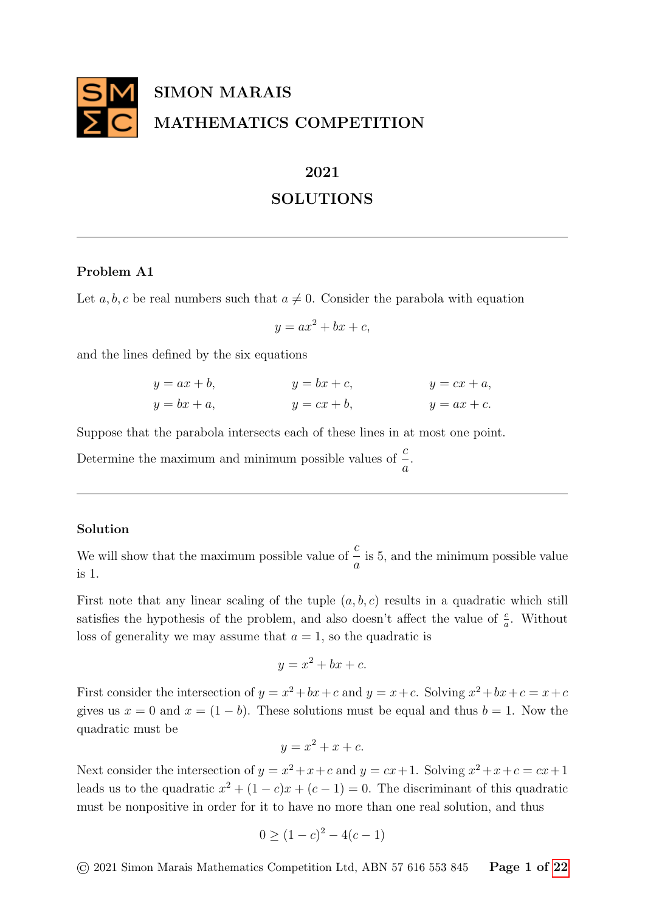# SIMON MARAIS MATHEMATICS COMPETITION

## 2021

## SOLUTIONS

---

### Problem A1

Let $a, b, c$ be real numbers such that $a \neq 0$. Consider the parabola with equation

$$y = ax^2 + bx + c,$$

and the lines defined by the six equations

$$\begin{array}{lll} y = ax + b, & y = bx + c, & y = cx + a, \\ y = bx + a, & y = cx + b, & y = ax + c. \end{array}$$

Suppose that the parabola intersects each of these lines in at most one point.

Determine the maximum and minimum possible values of $\dfrac{c}{a}$.

---

### Solution

We will show that the maximum possible value of $\dfrac{c}{a}$ is 5, and the minimum possible value is 1.

First note that any linear scaling of the tuple $(a, b, c)$ results in a quadratic which still satisfies the hypothesis of the problem, and also doesn't affect the value of $\frac{c}{a}$. Without loss of generality we may assume that $a = 1$, so the quadratic is

$$y = x^2 + bx + c.$$

First consider the intersection of $y = x^2 + bx + c$ and $y = x + c$. Solving $x^2 + bx + c = x + c$ gives us $x = 0$ and $x = (1 - b)$. These solutions must be equal and thus $b = 1$. Now the quadratic must be

$$y = x^2 + x + c.$$

Next consider the intersection of $y = x^2 + x + c$ and $y = cx + 1$. Solving $x^2 + x + c = cx + 1$ leads us to the quadratic $x^2 + (1 - c)x + (c - 1) = 0$. The discriminant of this quadratic must be nonpositive in order for it to have no more than one real solution, and thus

$$0 \geq (1 - c)^2 - 4(c - 1)$$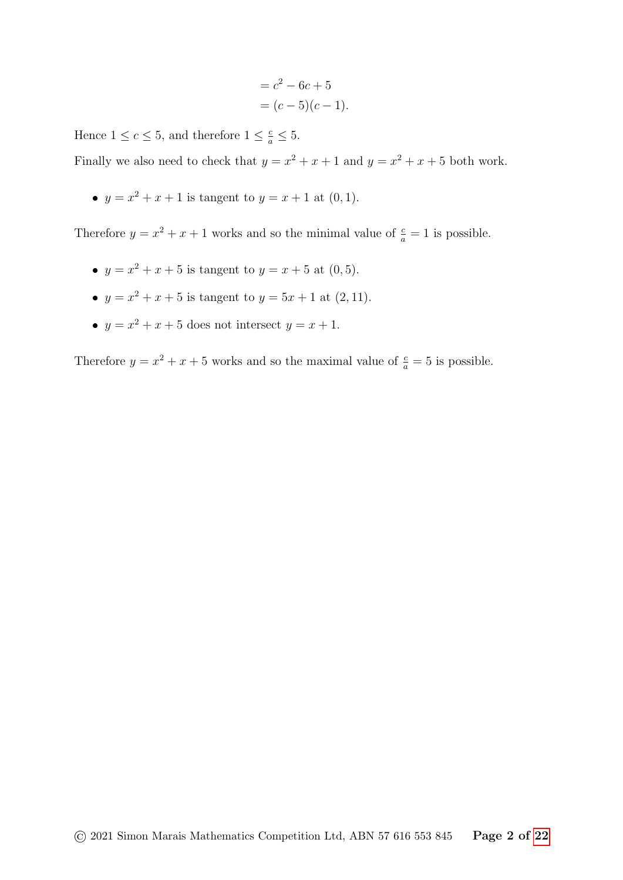$$
\begin{aligned}
&= c^2 - 6c + 5 \\
&= (c-5)(c-1).
\end{aligned}
$$

Hence $1 \leq c \leq 5$, and therefore $1 \leq \frac{c}{a} \leq 5$.

Finally we also need to check that $y = x^2 + x + 1$ and $y = x^2 + x + 5$ both work.

- $y = x^2 + x + 1$ is tangent to $y = x + 1$ at $(0, 1)$.

Therefore $y = x^2 + x + 1$ works and so the minimal value of $\frac{c}{a} = 1$ is possible.

- $y = x^2 + x + 5$ is tangent to $y = x + 5$ at $(0, 5)$.
- $y = x^2 + x + 5$ is tangent to $y = 5x + 1$ at $(2, 11)$.
- $y = x^2 + x + 5$ does not intersect $y = x + 1$.

Therefore $y = x^2 + x + 5$ works and so the maximal value of $\frac{c}{a} = 5$ is possible.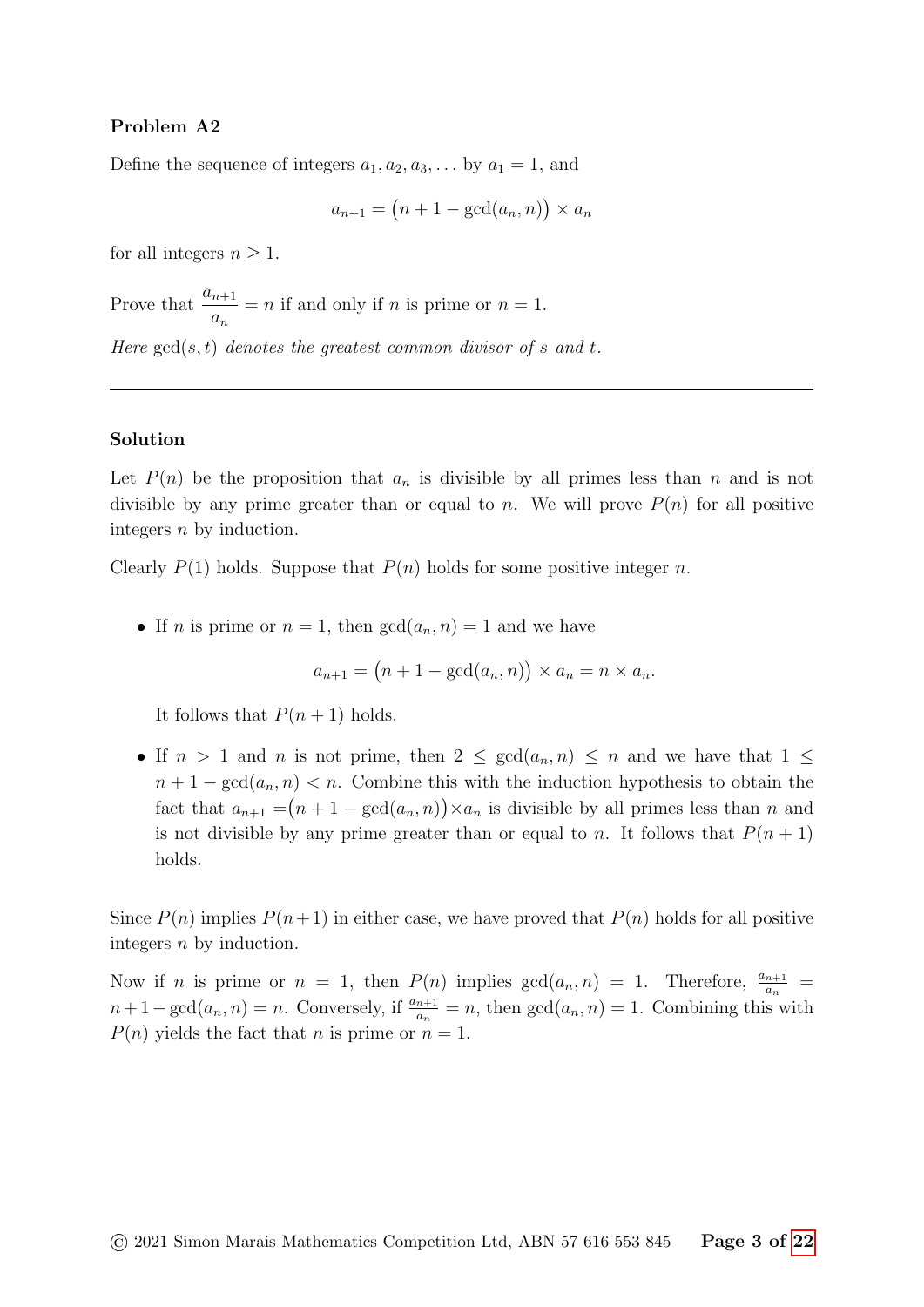**Problem A2**

Define the sequence of integers $a_1, a_2, a_3, \ldots$ by $a_1 = 1$, and

$$a_{n+1} = \big(n + 1 - \gcd(a_n, n)\big) \times a_n$$

for all integers $n \geq 1$.

Prove that $\dfrac{a_{n+1}}{a_n} = n$ if and only if $n$ is prime or $n = 1$.

*Here* $\gcd(s, t)$ *denotes the greatest common divisor of* $s$ *and* $t$.

---

**Solution**

Let $P(n)$ be the proposition that $a_n$ is divisible by all primes less than $n$ and is not divisible by any prime greater than or equal to $n$. We will prove $P(n)$ for all positive integers $n$ by induction.

Clearly $P(1)$ holds. Suppose that $P(n)$ holds for some positive integer $n$.

- If $n$ is prime or $n = 1$, then $\gcd(a_n, n) = 1$ and we have

  $$a_{n+1} = \big(n + 1 - \gcd(a_n, n)\big) \times a_n = n \times a_n.$$

  It follows that $P(n + 1)$ holds.

- If $n > 1$ and $n$ is not prime, then $2 \leq \gcd(a_n, n) \leq n$ and we have that $1 \leq n + 1 - \gcd(a_n, n) < n$. Combine this with the induction hypothesis to obtain the fact that $a_{n+1} = \big(n + 1 - \gcd(a_n, n)\big) \times a_n$ is divisible by all primes less than $n$ and is not divisible by any prime greater than or equal to $n$. It follows that $P(n + 1)$ holds.

Since $P(n)$ implies $P(n+1)$ in either case, we have proved that $P(n)$ holds for all positive integers $n$ by induction.

Now if $n$ is prime or $n = 1$, then $P(n)$ implies $\gcd(a_n, n) = 1$. Therefore, $\frac{a_{n+1}}{a_n} = n + 1 - \gcd(a_n, n) = n$. Conversely, if $\frac{a_{n+1}}{a_n} = n$, then $\gcd(a_n, n) = 1$. Combining this with $P(n)$ yields the fact that $n$ is prime or $n = 1$.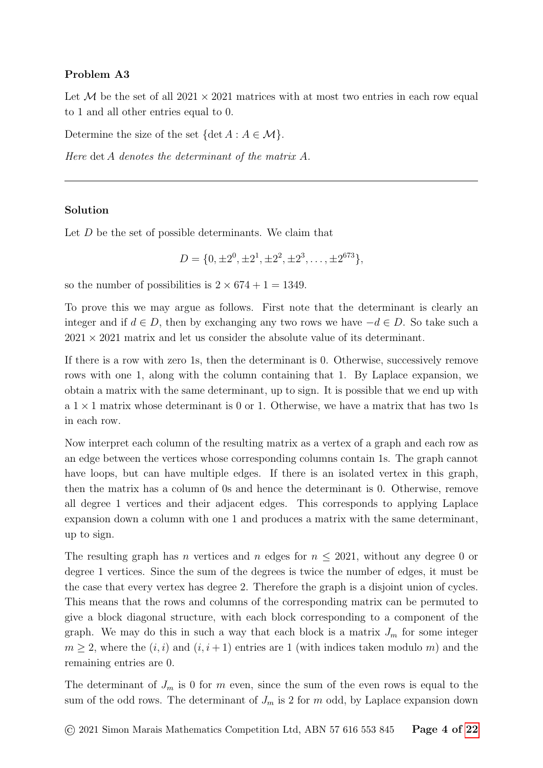**Problem A3**

Let $\mathcal{M}$ be the set of all $2021 \times 2021$ matrices with at most two entries in each row equal to 1 and all other entries equal to 0.

Determine the size of the set $\{\det A : A \in \mathcal{M}\}$.

*Here* $\det A$ *denotes the determinant of the matrix* $A$.

---

**Solution**

Let $D$ be the set of possible determinants. We claim that

$$D = \{0, \pm 2^0, \pm 2^1, \pm 2^2, \pm 2^3, \ldots, \pm 2^{673}\},$$

so the number of possibilities is $2 \times 674 + 1 = 1349$.

To prove this we may argue as follows. First note that the determinant is clearly an integer and if $d \in D$, then by exchanging any two rows we have $-d \in D$. So take such a $2021 \times 2021$ matrix and let us consider the absolute value of its determinant.

If there is a row with zero 1s, then the determinant is 0. Otherwise, successively remove rows with one 1, along with the column containing that 1. By Laplace expansion, we obtain a matrix with the same determinant, up to sign. It is possible that we end up with a $1 \times 1$ matrix whose determinant is 0 or 1. Otherwise, we have a matrix that has two 1s in each row.

Now interpret each column of the resulting matrix as a vertex of a graph and each row as an edge between the vertices whose corresponding columns contain 1s. The graph cannot have loops, but can have multiple edges. If there is an isolated vertex in this graph, then the matrix has a column of 0s and hence the determinant is 0. Otherwise, remove all degree 1 vertices and their adjacent edges. This corresponds to applying Laplace expansion down a column with one 1 and produces a matrix with the same determinant, up to sign.

The resulting graph has $n$ vertices and $n$ edges for $n \leq 2021$, without any degree 0 or degree 1 vertices. Since the sum of the degrees is twice the number of edges, it must be the case that every vertex has degree 2. Therefore the graph is a disjoint union of cycles. This means that the rows and columns of the corresponding matrix can be permuted to give a block diagonal structure, with each block corresponding to a component of the graph. We may do this in such a way that each block is a matrix $J_m$ for some integer $m \geq 2$, where the $(i, i)$ and $(i, i + 1)$ entries are 1 (with indices taken modulo $m$) and the remaining entries are 0.

The determinant of $J_m$ is 0 for $m$ even, since the sum of the even rows is equal to the sum of the odd rows. The determinant of $J_m$ is 2 for $m$ odd, by Laplace expansion down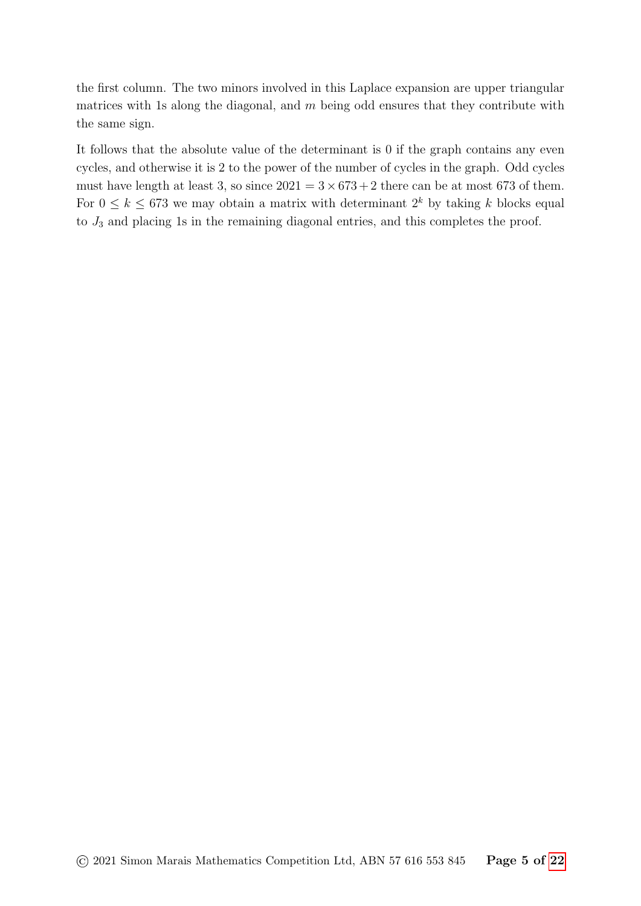the first column. The two minors involved in this Laplace expansion are upper triangular matrices with 1s along the diagonal, and $m$ being odd ensures that they contribute with the same sign.

It follows that the absolute value of the determinant is 0 if the graph contains any even cycles, and otherwise it is 2 to the power of the number of cycles in the graph. Odd cycles must have length at least 3, so since $2021 = 3 \times 673 + 2$ there can be at most 673 of them. For $0 \leq k \leq 673$ we may obtain a matrix with determinant $2^k$ by taking $k$ blocks equal to $J_3$ and placing 1s in the remaining diagonal entries, and this completes the proof.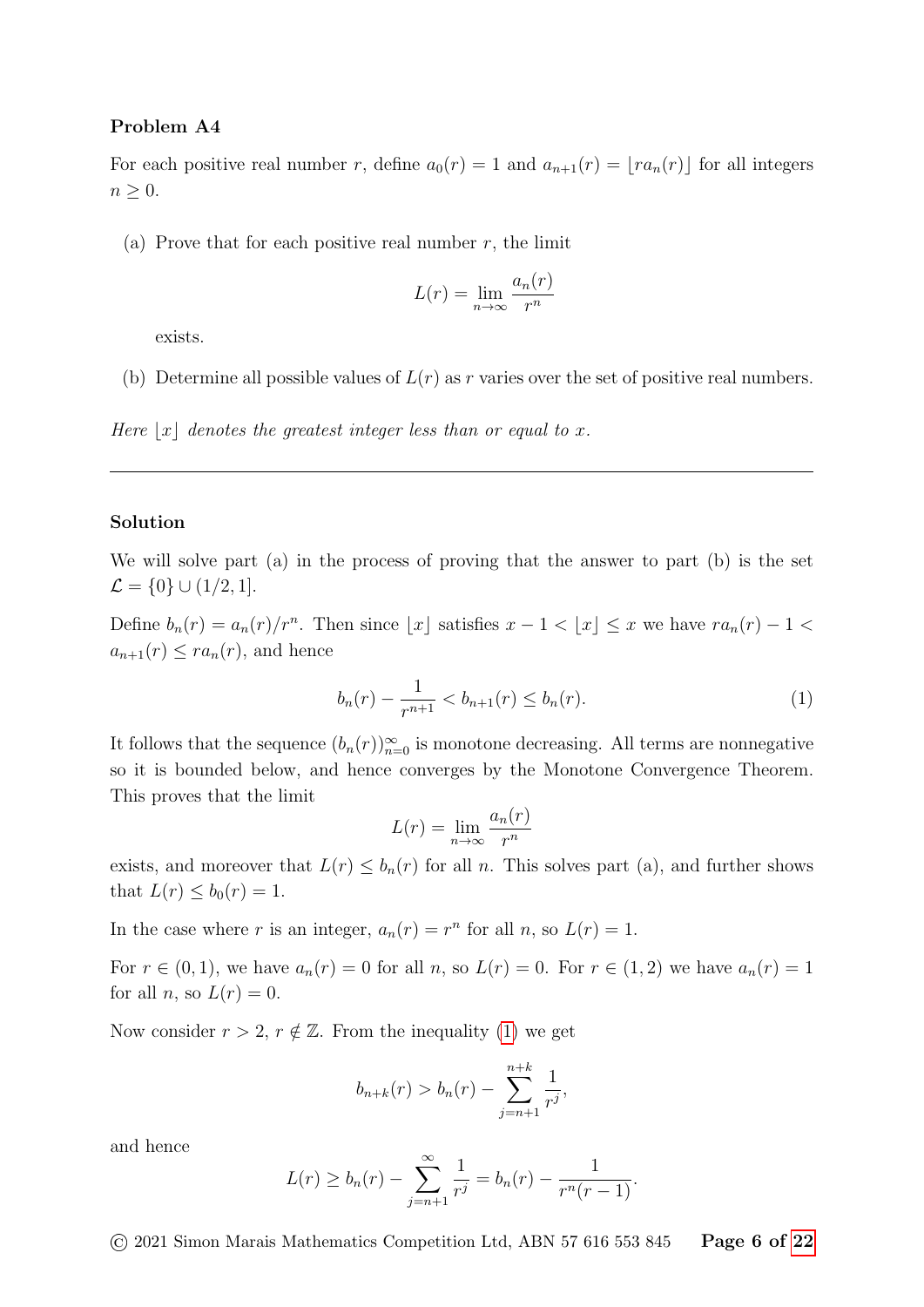### Problem A4

For each positive real number $r$, define $a_0(r) = 1$ and $a_{n+1}(r) = \lfloor r a_n(r) \rfloor$ for all integers $n \geq 0$.

(a) Prove that for each positive real number $r$, the limit

$$L(r) = \lim_{n \to \infty} \frac{a_n(r)}{r^n}$$

exists.

(b) Determine all possible values of $L(r)$ as $r$ varies over the set of positive real numbers.

*Here $\lfloor x \rfloor$ denotes the greatest integer less than or equal to $x$.*

---

### Solution

We will solve part (a) in the process of proving that the answer to part (b) is the set $\mathcal{L} = \{0\} \cup (1/2, 1]$.

Define $b_n(r) = a_n(r)/r^n$. Then since $\lfloor x \rfloor$ satisfies $x - 1 < \lfloor x \rfloor \leq x$ we have $r a_n(r) - 1 < a_{n+1}(r) \leq r a_n(r)$, and hence

$$b_n(r) - \frac{1}{r^{n+1}} < b_{n+1}(r) \leq b_n(r). \tag{1}$$

It follows that the sequence $(b_n(r))_{n=0}^{\infty}$ is monotone decreasing. All terms are nonnegative so it is bounded below, and hence converges by the Monotone Convergence Theorem. This proves that the limit

$$L(r) = \lim_{n \to \infty} \frac{a_n(r)}{r^n}$$

exists, and moreover that $L(r) \leq b_n(r)$ for all $n$. This solves part (a), and further shows that $L(r) \leq b_0(r) = 1$.

In the case where $r$ is an integer, $a_n(r) = r^n$ for all $n$, so $L(r) = 1$.

For $r \in (0, 1)$, we have $a_n(r) = 0$ for all $n$, so $L(r) = 0$. For $r \in (1, 2)$ we have $a_n(r) = 1$ for all $n$, so $L(r) = 0$.

Now consider $r > 2$, $r \notin \mathbb{Z}$. From the inequality (1) we get

$$b_{n+k}(r) > b_n(r) - \sum_{j=n+1}^{n+k} \frac{1}{r^j},$$

and hence

$$L(r) \geq b_n(r) - \sum_{j=n+1}^{\infty} \frac{1}{r^j} = b_n(r) - \frac{1}{r^n(r-1)}.$$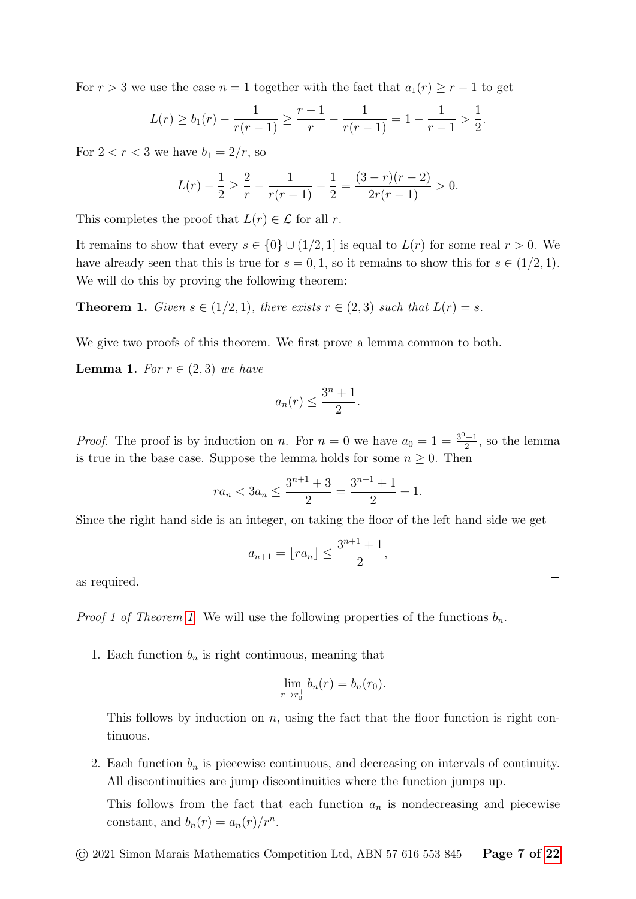For $r > 3$ we use the case $n = 1$ together with the fact that $a_1(r) \geq r - 1$ to get

$$L(r) \geq b_1(r) - \frac{1}{r(r-1)} \geq \frac{r-1}{r} - \frac{1}{r(r-1)} = 1 - \frac{1}{r-1} > \frac{1}{2}.$$

For $2 < r < 3$ we have $b_1 = 2/r$, so

$$L(r) - \frac{1}{2} \geq \frac{2}{r} - \frac{1}{r(r-1)} - \frac{1}{2} = \frac{(3-r)(r-2)}{2r(r-1)} > 0.$$

This completes the proof that $L(r) \in \mathcal{L}$ for all $r$.

It remains to show that every $s \in \{0\} \cup (1/2, 1]$ is equal to $L(r)$ for some real $r > 0$. We have already seen that this is true for $s = 0, 1$, so it remains to show this for $s \in (1/2, 1)$. We will do this by proving the following theorem:

**Theorem 1.** *Given $s \in (1/2, 1)$, there exists $r \in (2, 3)$ such that $L(r) = s$.*

We give two proofs of this theorem. We first prove a lemma common to both.

**Lemma 1.** *For $r \in (2, 3)$ we have*

$$a_n(r) \leq \frac{3^n + 1}{2}.$$

*Proof.* The proof is by induction on $n$. For $n = 0$ we have $a_0 = 1 = \frac{3^0+1}{2}$, so the lemma is true in the base case. Suppose the lemma holds for some $n \geq 0$. Then

$$ra_n < 3a_n \leq \frac{3^{n+1} + 3}{2} = \frac{3^{n+1} + 1}{2} + 1.$$

Since the right hand side is an integer, on taking the floor of the left hand side we get

$$a_{n+1} = \lfloor ra_n \rfloor \leq \frac{3^{n+1} + 1}{2},$$

as required. □

*Proof 1 of Theorem 1.* We will use the following properties of the functions $b_n$.

1. Each function $b_n$ is right continuous, meaning that

   $$\lim_{r \to r_0^+} b_n(r) = b_n(r_0).$$

   This follows by induction on $n$, using the fact that the floor function is right continuous.

2. Each function $b_n$ is piecewise continuous, and decreasing on intervals of continuity. All discontinuities are jump discontinuities where the function jumps up.

   This follows from the fact that each function $a_n$ is nondecreasing and piecewise constant, and $b_n(r) = a_n(r)/r^n$.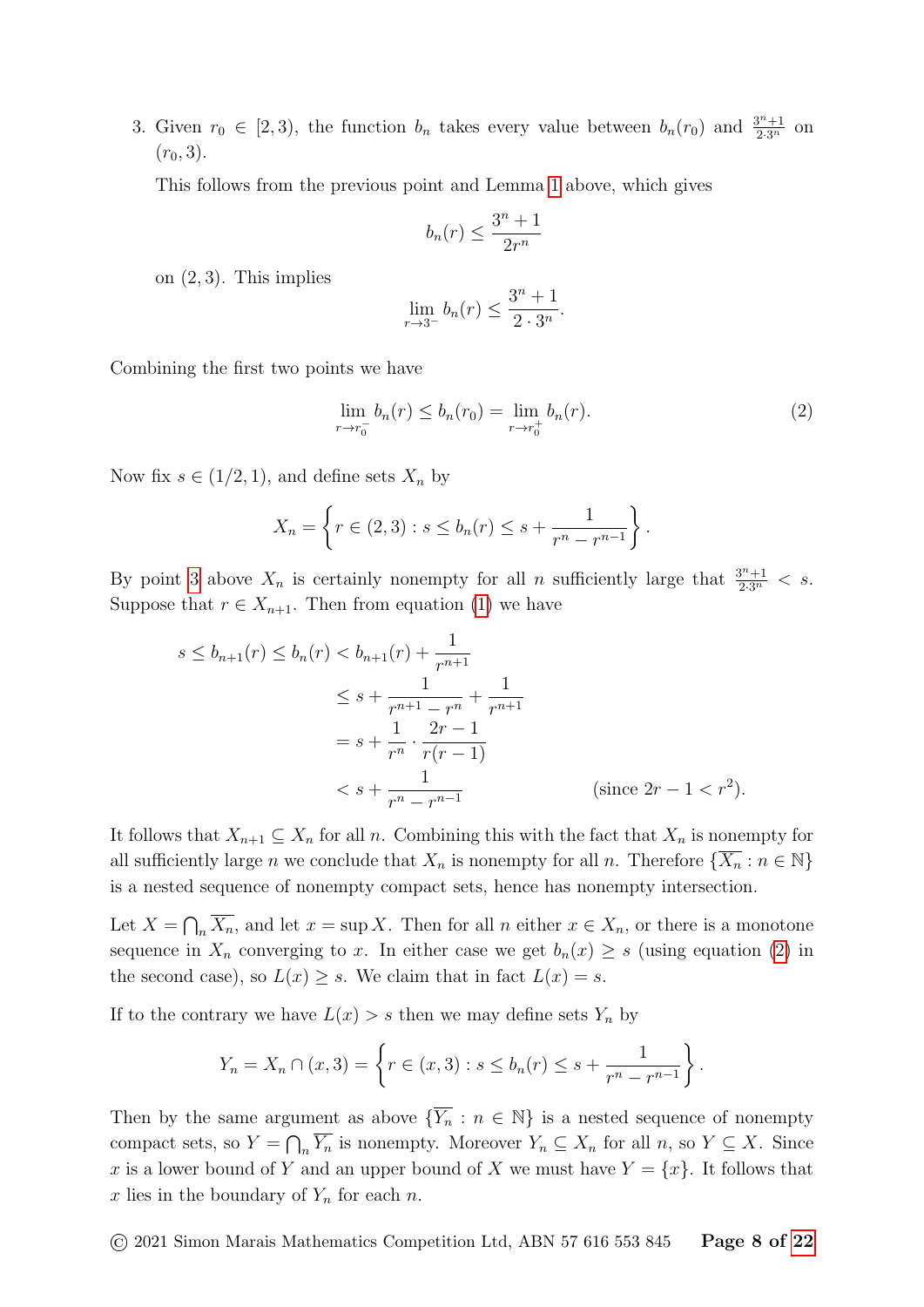3. Given $r_0 \in [2, 3)$, the function $b_n$ takes every value between $b_n(r_0)$ and $\frac{3^n+1}{2\cdot 3^n}$ on $(r_0, 3)$.

   This follows from the previous point and Lemma 1 above, which gives

   $$b_n(r) \leq \frac{3^n + 1}{2r^n}$$

   on $(2, 3)$. This implies

   $$\lim_{r \to 3^-} b_n(r) \leq \frac{3^n + 1}{2 \cdot 3^n}.$$

Combining the first two points we have

$$\lim_{r \to r_0^-} b_n(r) \leq b_n(r_0) = \lim_{r \to r_0^+} b_n(r). \tag{2}$$

Now fix $s \in (1/2, 1)$, and define sets $X_n$ by

$$X_n = \left\{ r \in (2, 3) : s \leq b_n(r) \leq s + \frac{1}{r^n - r^{n-1}} \right\}.$$

By point 3 above $X_n$ is certainly nonempty for all $n$ sufficiently large that $\frac{3^n+1}{2\cdot 3^n} < s$. Suppose that $r \in X_{n+1}$. Then from equation (1) we have

$$\begin{aligned}
s \leq b_{n+1}(r) \leq b_n(r) &< b_{n+1}(r) + \frac{1}{r^{n+1}} \\
&\leq s + \frac{1}{r^{n+1} - r^n} + \frac{1}{r^{n+1}} \\
&= s + \frac{1}{r^n} \cdot \frac{2r - 1}{r(r-1)} \\
&< s + \frac{1}{r^n - r^{n-1}} \qquad\qquad (\text{since } 2r - 1 < r^2).
\end{aligned}$$

It follows that $X_{n+1} \subseteq X_n$ for all $n$. Combining this with the fact that $X_n$ is nonempty for all sufficiently large $n$ we conclude that $X_n$ is nonempty for all $n$. Therefore $\{\overline{X_n} : n \in \mathbb{N}\}$ is a nested sequence of nonempty compact sets, hence has nonempty intersection.

Let $X = \bigcap_n \overline{X_n}$, and let $x = \sup X$. Then for all $n$ either $x \in X_n$, or there is a monotone sequence in $X_n$ converging to $x$. In either case we get $b_n(x) \geq s$ (using equation (2) in the second case), so $L(x) \geq s$. We claim that in fact $L(x) = s$.

If to the contrary we have $L(x) > s$ then we may define sets $Y_n$ by

$$Y_n = X_n \cap (x, 3) = \left\{ r \in (x, 3) : s \leq b_n(r) \leq s + \frac{1}{r^n - r^{n-1}} \right\}.$$

Then by the same argument as above $\{\overline{Y_n} : n \in \mathbb{N}\}$ is a nested sequence of nonempty compact sets, so $Y = \bigcap_n \overline{Y_n}$ is nonempty. Moreover $Y_n \subseteq X_n$ for all $n$, so $Y \subseteq X$. Since $x$ is a lower bound of $Y$ and an upper bound of $X$ we must have $Y = \{x\}$. It follows that $x$ lies in the boundary of $Y_n$ for each $n$.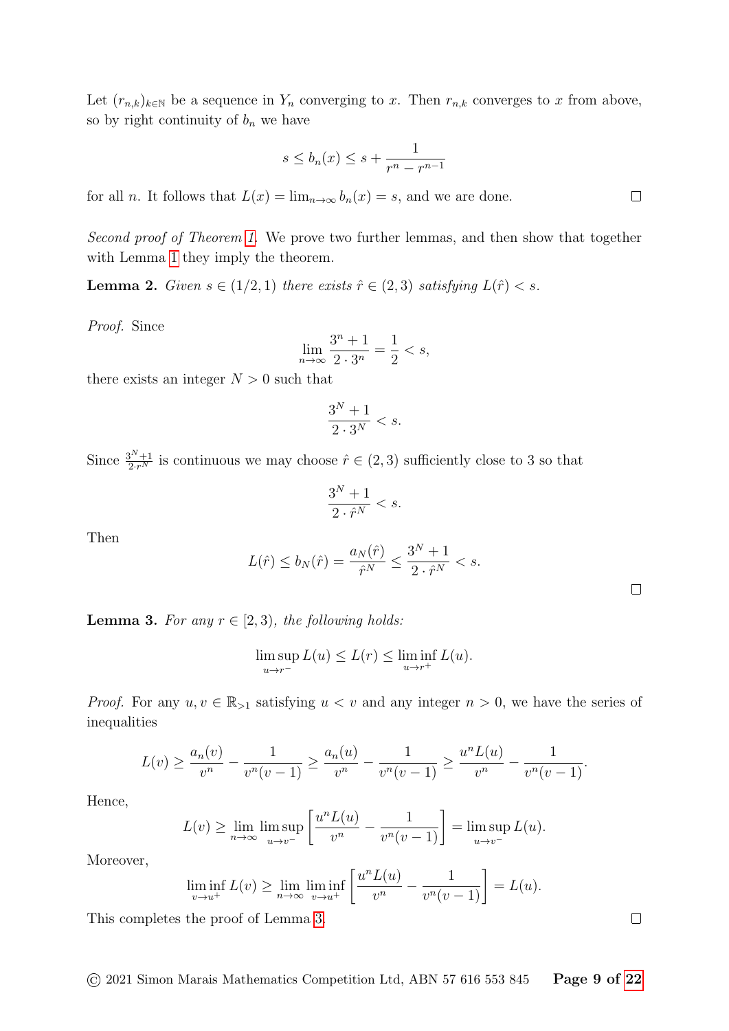Let $(r_{n,k})_{k\in\mathbb{N}}$ be a sequence in $Y_n$ converging to $x$. Then $r_{n,k}$ converges to $x$ from above, so by right continuity of $b_n$ we have

$$s \leq b_n(x) \leq s + \frac{1}{r^n - r^{n-1}}$$

for all $n$. It follows that $L(x) = \lim_{n\to\infty} b_n(x) = s$, and we are done. □

*Second proof of Theorem 1.* We prove two further lemmas, and then show that together with Lemma 1 they imply the theorem.

**Lemma 2.** *Given $s \in (1/2, 1)$ there exists $\hat{r} \in (2, 3)$ satisfying $L(\hat{r}) < s$.*

*Proof.* Since

$$\lim_{n\to\infty} \frac{3^n + 1}{2 \cdot 3^n} = \frac{1}{2} < s,$$

there exists an integer $N > 0$ such that

$$\frac{3^N + 1}{2 \cdot 3^N} < s.$$

Since $\frac{3^N+1}{2\cdot r^N}$ is continuous we may choose $\hat{r} \in (2, 3)$ sufficiently close to 3 so that

$$\frac{3^N + 1}{2 \cdot \hat{r}^N} < s.$$

Then

$$L(\hat{r}) \leq b_N(\hat{r}) = \frac{a_N(\hat{r})}{\hat{r}^N} \leq \frac{3^N + 1}{2 \cdot \hat{r}^N} < s.$$

□

**Lemma 3.** *For any $r \in [2, 3)$, the following holds:*

$$\limsup_{u\to r^-} L(u) \leq L(r) \leq \liminf_{u\to r^+} L(u).$$

*Proof.* For any $u, v \in \mathbb{R}_{>1}$ satisfying $u < v$ and any integer $n > 0$, we have the series of inequalities

$$L(v) \geq \frac{a_n(v)}{v^n} - \frac{1}{v^n(v-1)} \geq \frac{a_n(u)}{v^n} - \frac{1}{v^n(v-1)} \geq \frac{u^n L(u)}{v^n} - \frac{1}{v^n(v-1)}.$$

Hence,

$$L(v) \geq \lim_{n\to\infty} \limsup_{u\to v^-} \left[\frac{u^n L(u)}{v^n} - \frac{1}{v^n(v-1)}\right] = \limsup_{u\to v^-} L(u).$$

Moreover,

$$\liminf_{v\to u^+} L(v) \geq \lim_{n\to\infty} \liminf_{v\to u^+} \left[\frac{u^n L(u)}{v^n} - \frac{1}{v^n(v-1)}\right] = L(u).$$

This completes the proof of Lemma 3. □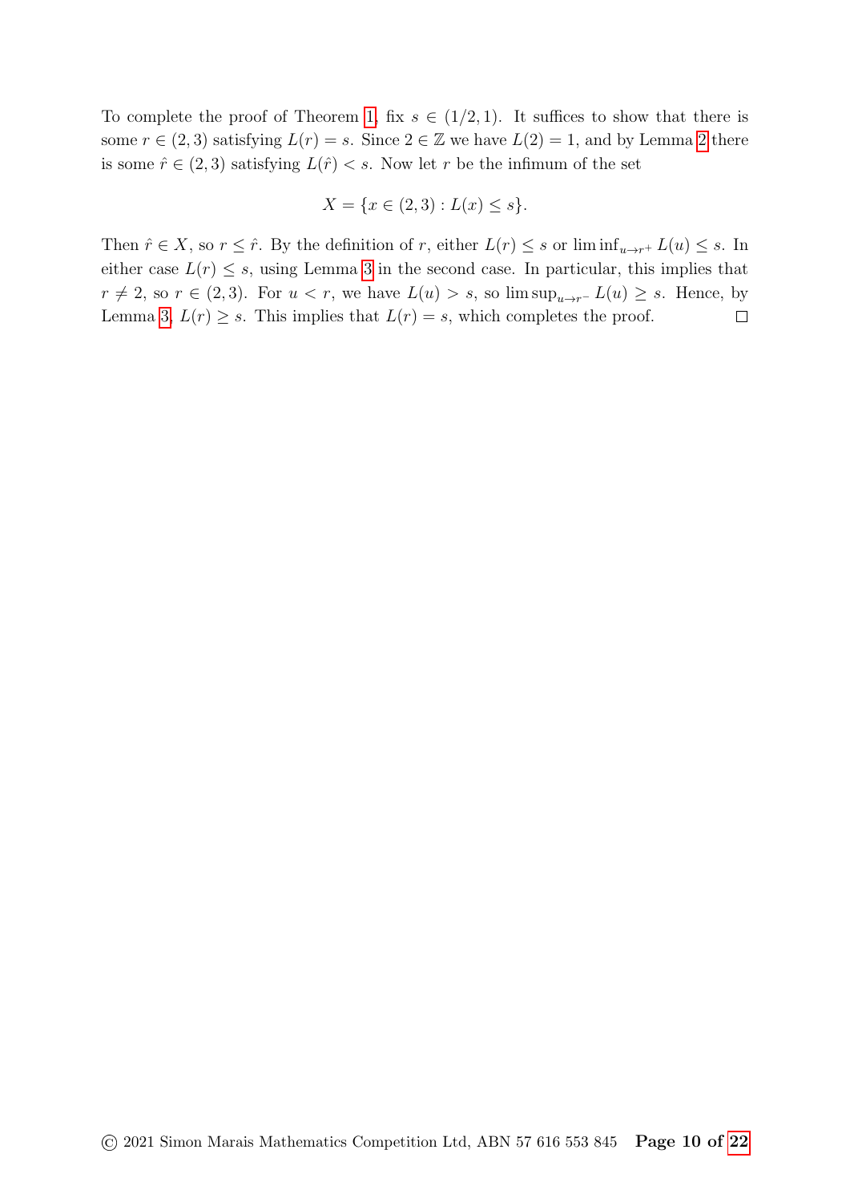To complete the proof of Theorem 1, fix $s \in (1/2, 1)$. It suffices to show that there is some $r \in (2, 3)$ satisfying $L(r) = s$. Since $2 \in \mathbb{Z}$ we have $L(2) = 1$, and by Lemma 2 there is some $\hat{r} \in (2, 3)$ satisfying $L(\hat{r}) < s$. Now let $r$ be the infimum of the set

$$X = \{x \in (2, 3) : L(x) \leq s\}.$$

Then $\hat{r} \in X$, so $r \leq \hat{r}$. By the definition of $r$, either $L(r) \leq s$ or $\liminf_{u \to r^+} L(u) \leq s$. In either case $L(r) \leq s$, using Lemma 3 in the second case. In particular, this implies that $r \neq 2$, so $r \in (2, 3)$. For $u < r$, we have $L(u) > s$, so $\limsup_{u \to r^-} L(u) \geq s$. Hence, by Lemma 3, $L(r) \geq s$. This implies that $L(r) = s$, which completes the proof. $\square$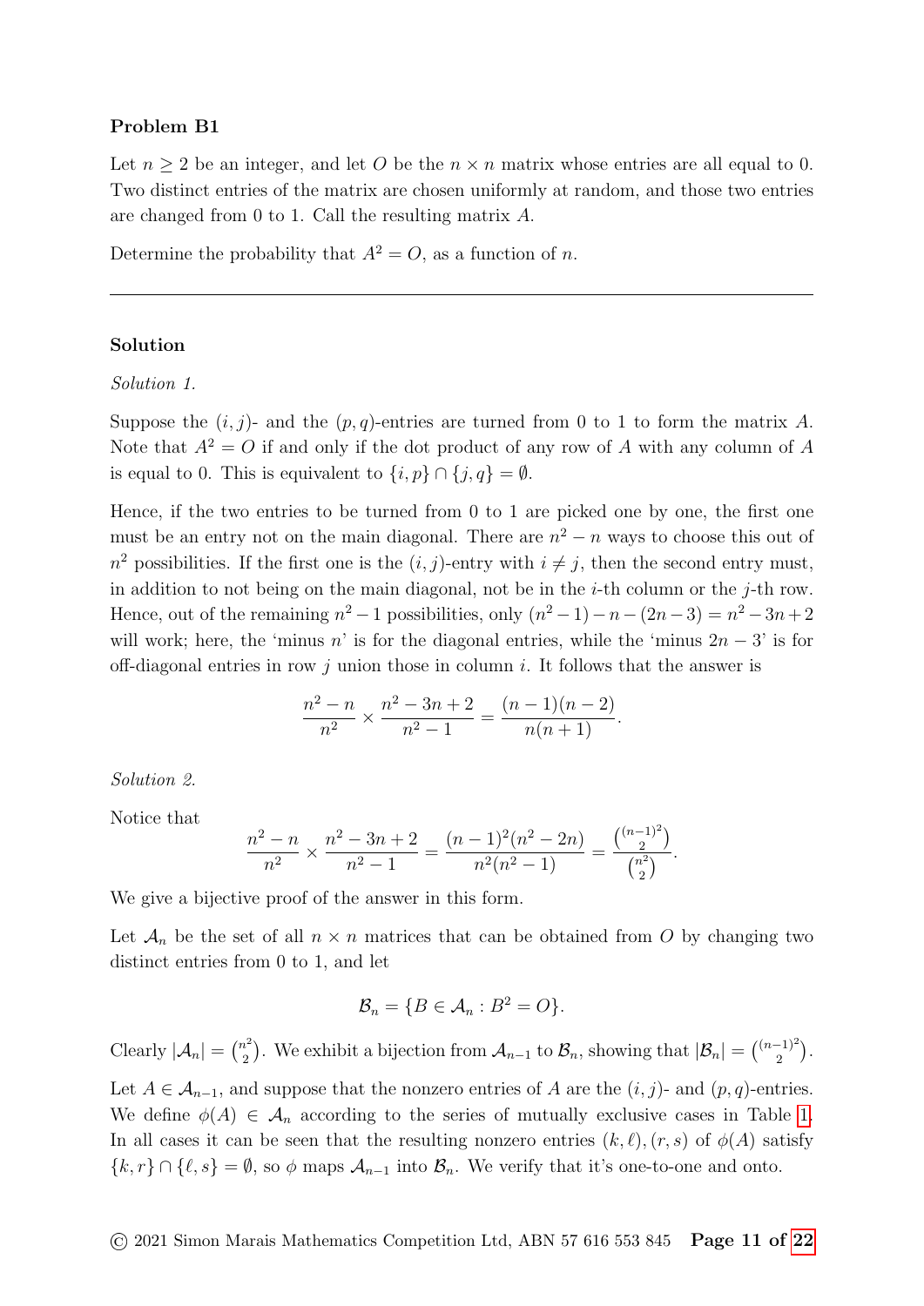**Problem B1**

Let $n \geq 2$ be an integer, and let $O$ be the $n \times n$ matrix whose entries are all equal to 0. Two distinct entries of the matrix are chosen uniformly at random, and those two entries are changed from 0 to 1. Call the resulting matrix $A$.

Determine the probability that $A^2 = O$, as a function of $n$.

---

**Solution**

*Solution 1.*

Suppose the $(i,j)$- and the $(p,q)$-entries are turned from 0 to 1 to form the matrix $A$. Note that $A^2 = O$ if and only if the dot product of any row of $A$ with any column of $A$ is equal to 0. This is equivalent to $\{i,p\} \cap \{j,q\} = \emptyset$.

Hence, if the two entries to be turned from 0 to 1 are picked one by one, the first one must be an entry not on the main diagonal. There are $n^2 - n$ ways to choose this out of $n^2$ possibilities. If the first one is the $(i,j)$-entry with $i \neq j$, then the second entry must, in addition to not being on the main diagonal, not be in the $i$-th column or the $j$-th row. Hence, out of the remaining $n^2 - 1$ possibilities, only $(n^2-1) - n - (2n-3) = n^2 - 3n + 2$ will work; here, the 'minus $n$' is for the diagonal entries, while the 'minus $2n-3$' is for off-diagonal entries in row $j$ union those in column $i$. It follows that the answer is

$$\frac{n^2 - n}{n^2} \times \frac{n^2 - 3n + 2}{n^2 - 1} = \frac{(n-1)(n-2)}{n(n+1)}.$$

*Solution 2.*

Notice that

$$\frac{n^2 - n}{n^2} \times \frac{n^2 - 3n + 2}{n^2 - 1} = \frac{(n-1)^2(n^2-2n)}{n^2(n^2-1)} = \frac{\binom{(n-1)^2}{2}}{\binom{n^2}{2}}.$$

We give a bijective proof of the answer in this form.

Let $\mathcal{A}_n$ be the set of all $n \times n$ matrices that can be obtained from $O$ by changing two distinct entries from 0 to 1, and let

$$\mathcal{B}_n = \{B \in \mathcal{A}_n : B^2 = O\}.$$

Clearly $|\mathcal{A}_n| = \binom{n^2}{2}$. We exhibit a bijection from $\mathcal{A}_{n-1}$ to $\mathcal{B}_n$, showing that $|\mathcal{B}_n| = \binom{(n-1)^2}{2}$.

Let $A \in \mathcal{A}_{n-1}$, and suppose that the nonzero entries of $A$ are the $(i,j)$- and $(p,q)$-entries. We define $\phi(A) \in \mathcal{A}_n$ according to the series of mutually exclusive cases in Table 1. In all cases it can be seen that the resulting nonzero entries $(k,\ell), (r,s)$ of $\phi(A)$ satisfy $\{k,r\} \cap \{\ell,s\} = \emptyset$, so $\phi$ maps $\mathcal{A}_{n-1}$ into $\mathcal{B}_n$. We verify that it's one-to-one and onto.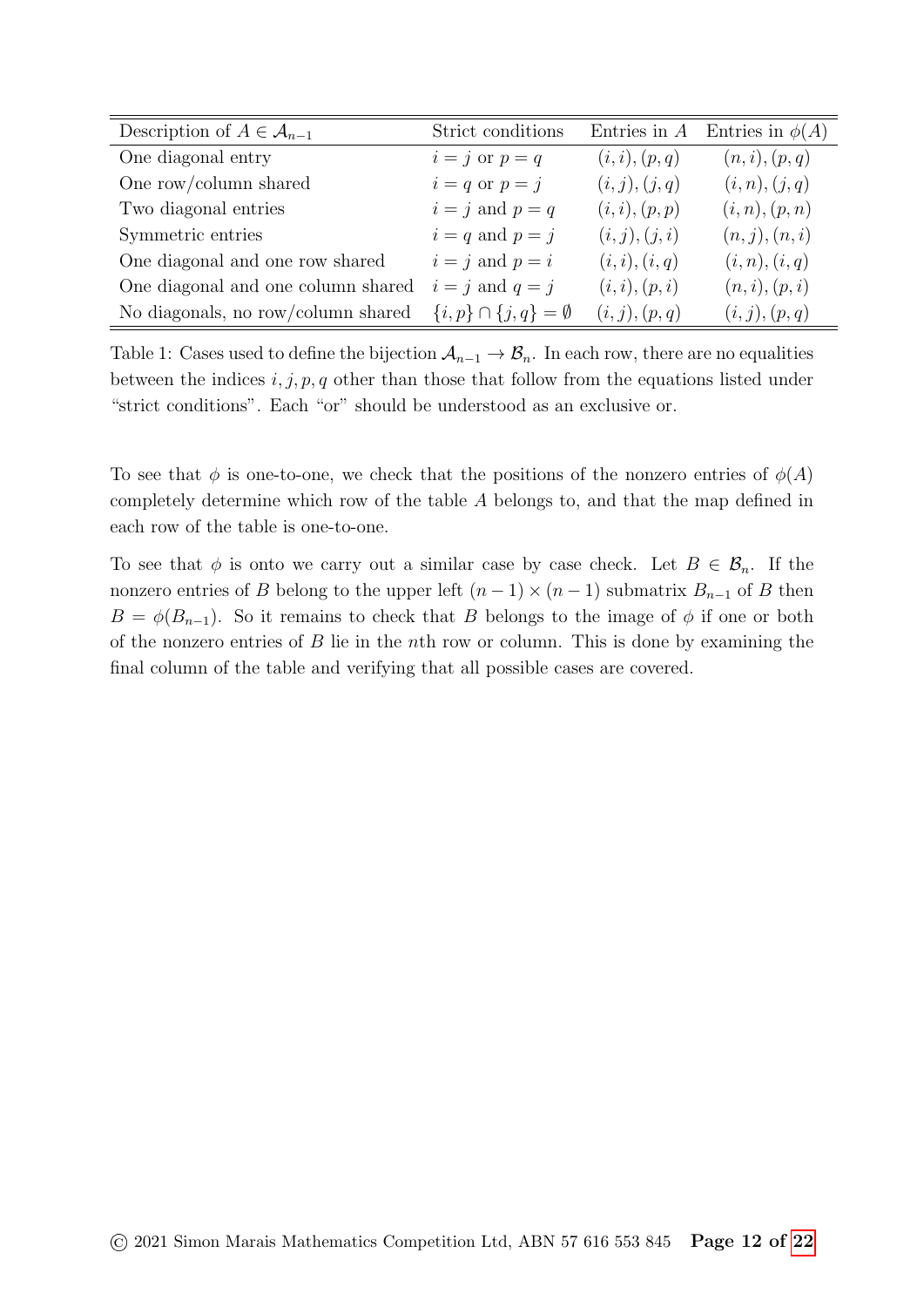| Description of $A \in \mathcal{A}_{n-1}$ | Strict conditions | Entries in $A$ | Entries in $\phi(A)$ |
|---|---|---|---|
| One diagonal entry | $i = j$ or $p = q$ | $(i,i),(p,q)$ | $(n,i),(p,q)$ |
| One row/column shared | $i = q$ or $p = j$ | $(i,j),(j,q)$ | $(i,n),(j,q)$ |
| Two diagonal entries | $i = j$ and $p = q$ | $(i,i),(p,p)$ | $(i,n),(p,n)$ |
| Symmetric entries | $i = q$ and $p = j$ | $(i,j),(j,i)$ | $(n,j),(n,i)$ |
| One diagonal and one row shared | $i = j$ and $p = i$ | $(i,i),(i,q)$ | $(i,n),(i,q)$ |
| One diagonal and one column shared | $i = j$ and $q = j$ | $(i,i),(p,i)$ | $(n,i),(p,i)$ |
| No diagonals, no row/column shared | $\{i,p\} \cap \{j,q\} = \emptyset$ | $(i,j),(p,q)$ | $(i,j),(p,q)$ |

Table 1: Cases used to define the bijection $\mathcal{A}_{n-1} \to \mathcal{B}_n$. In each row, there are no equalities between the indices $i, j, p, q$ other than those that follow from the equations listed under "strict conditions". Each "or" should be understood as an exclusive or.

To see that $\phi$ is one-to-one, we check that the positions of the nonzero entries of $\phi(A)$ completely determine which row of the table $A$ belongs to, and that the map defined in each row of the table is one-to-one.

To see that $\phi$ is onto we carry out a similar case by case check. Let $B \in \mathcal{B}_n$. If the nonzero entries of $B$ belong to the upper left $(n-1) \times (n-1)$ submatrix $B_{n-1}$ of $B$ then $B = \phi(B_{n-1})$. So it remains to check that $B$ belongs to the image of $\phi$ if one or both of the nonzero entries of $B$ lie in the $n$th row or column. This is done by examining the final column of the table and verifying that all possible cases are covered.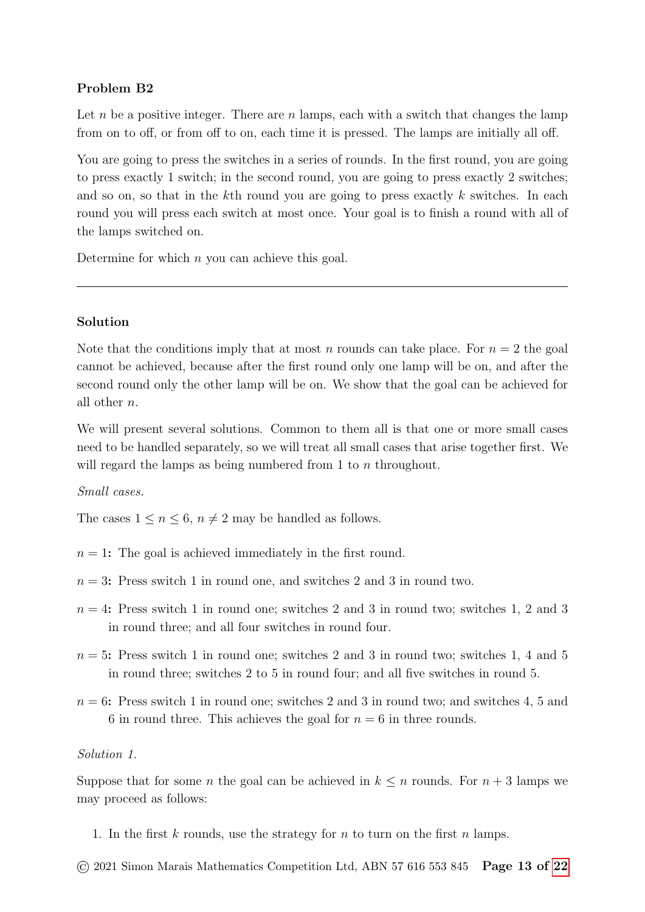**Problem B2**

Let $n$ be a positive integer. There are $n$ lamps, each with a switch that changes the lamp from on to off, or from off to on, each time it is pressed. The lamps are initially all off.

You are going to press the switches in a series of rounds. In the first round, you are going to press exactly 1 switch; in the second round, you are going to press exactly 2 switches; and so on, so that in the $k$th round you are going to press exactly $k$ switches. In each round you will press each switch at most once. Your goal is to finish a round with all of the lamps switched on.

Determine for which $n$ you can achieve this goal.

---

**Solution**

Note that the conditions imply that at most $n$ rounds can take place. For $n = 2$ the goal cannot be achieved, because after the first round only one lamp will be on, and after the second round only the other lamp will be on. We show that the goal can be achieved for all other $n$.

We will present several solutions. Common to them all is that one or more small cases need to be handled separately, so we will treat all small cases that arise together first. We will regard the lamps as being numbered from 1 to $n$ throughout.

*Small cases.*

The cases $1 \leq n \leq 6$, $n \neq 2$ may be handled as follows.

**$n = 1$:** The goal is achieved immediately in the first round.

**$n = 3$:** Press switch 1 in round one, and switches 2 and 3 in round two.

**$n = 4$:** Press switch 1 in round one; switches 2 and 3 in round two; switches 1, 2 and 3 in round three; and all four switches in round four.

**$n = 5$:** Press switch 1 in round one; switches 2 and 3 in round two; switches 1, 4 and 5 in round three; switches 2 to 5 in round four; and all five switches in round 5.

**$n = 6$:** Press switch 1 in round one; switches 2 and 3 in round two; and switches 4, 5 and 6 in round three. This achieves the goal for $n = 6$ in three rounds.

*Solution 1.*

Suppose that for some $n$ the goal can be achieved in $k \leq n$ rounds. For $n + 3$ lamps we may proceed as follows:

1. In the first $k$ rounds, use the strategy for $n$ to turn on the first $n$ lamps.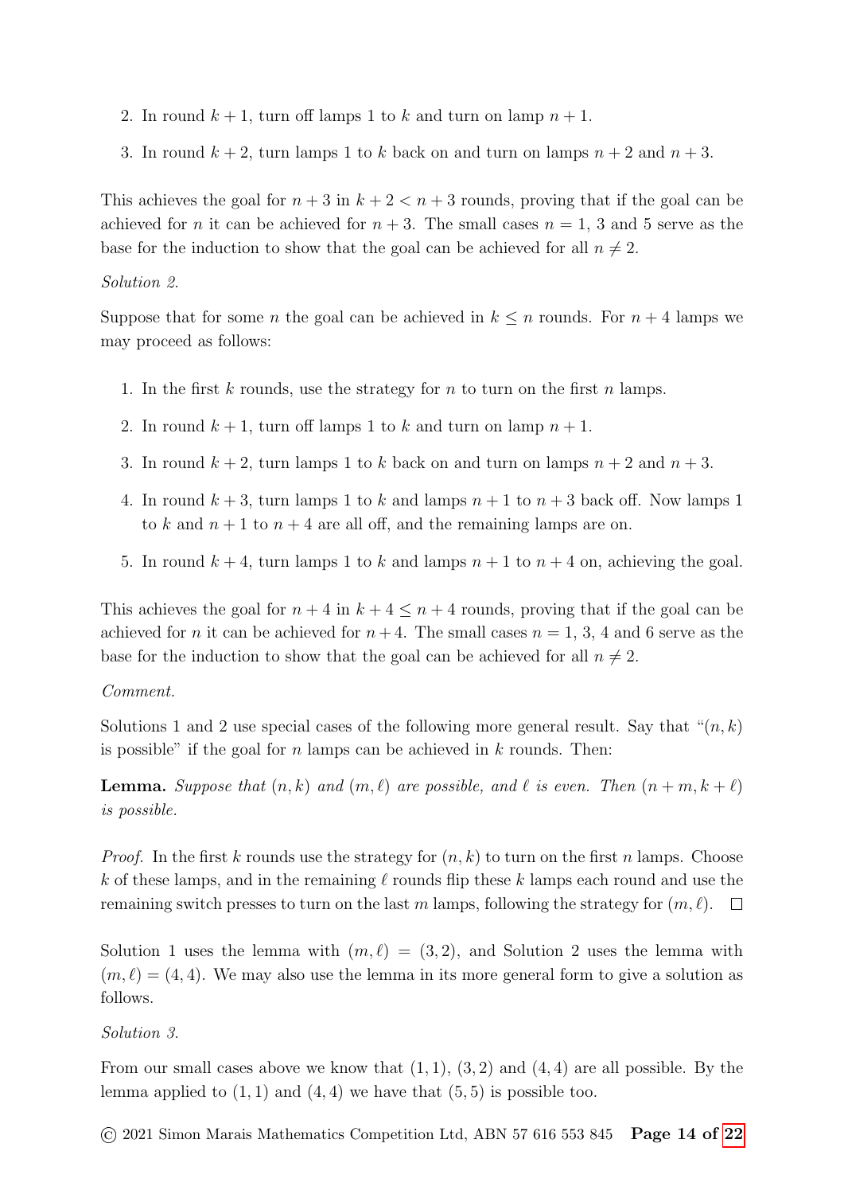2. In round $k+1$, turn off lamps 1 to $k$ and turn on lamp $n+1$.
3. In round $k+2$, turn lamps 1 to $k$ back on and turn on lamps $n+2$ and $n+3$.

This achieves the goal for $n+3$ in $k+2 < n+3$ rounds, proving that if the goal can be achieved for $n$ it can be achieved for $n+3$. The small cases $n = 1$, 3 and 5 serve as the base for the induction to show that the goal can be achieved for all $n \neq 2$.

*Solution 2.*

Suppose that for some $n$ the goal can be achieved in $k \leq n$ rounds. For $n+4$ lamps we may proceed as follows:

1. In the first $k$ rounds, use the strategy for $n$ to turn on the first $n$ lamps.
2. In round $k+1$, turn off lamps 1 to $k$ and turn on lamp $n+1$.
3. In round $k+2$, turn lamps 1 to $k$ back on and turn on lamps $n+2$ and $n+3$.
4. In round $k+3$, turn lamps 1 to $k$ and lamps $n+1$ to $n+3$ back off. Now lamps 1 to $k$ and $n+1$ to $n+4$ are all off, and the remaining lamps are on.
5. In round $k+4$, turn lamps 1 to $k$ and lamps $n+1$ to $n+4$ on, achieving the goal.

This achieves the goal for $n+4$ in $k+4 \leq n+4$ rounds, proving that if the goal can be achieved for $n$ it can be achieved for $n+4$. The small cases $n = 1$, 3, 4 and 6 serve as the base for the induction to show that the goal can be achieved for all $n \neq 2$.

*Comment.*

Solutions 1 and 2 use special cases of the following more general result. Say that "$(n, k)$ is possible" if the goal for $n$ lamps can be achieved in $k$ rounds. Then:

**Lemma.** *Suppose that $(n, k)$ and $(m, \ell)$ are possible, and $\ell$ is even. Then $(n+m, k+\ell)$ is possible.*

*Proof.* In the first $k$ rounds use the strategy for $(n, k)$ to turn on the first $n$ lamps. Choose $k$ of these lamps, and in the remaining $\ell$ rounds flip these $k$ lamps each round and use the remaining switch presses to turn on the last $m$ lamps, following the strategy for $(m, \ell)$. $\square$

Solution 1 uses the lemma with $(m, \ell) = (3, 2)$, and Solution 2 uses the lemma with $(m, \ell) = (4, 4)$. We may also use the lemma in its more general form to give a solution as follows.

*Solution 3.*

From our small cases above we know that $(1, 1)$, $(3, 2)$ and $(4, 4)$ are all possible. By the lemma applied to $(1, 1)$ and $(4, 4)$ we have that $(5, 5)$ is possible too.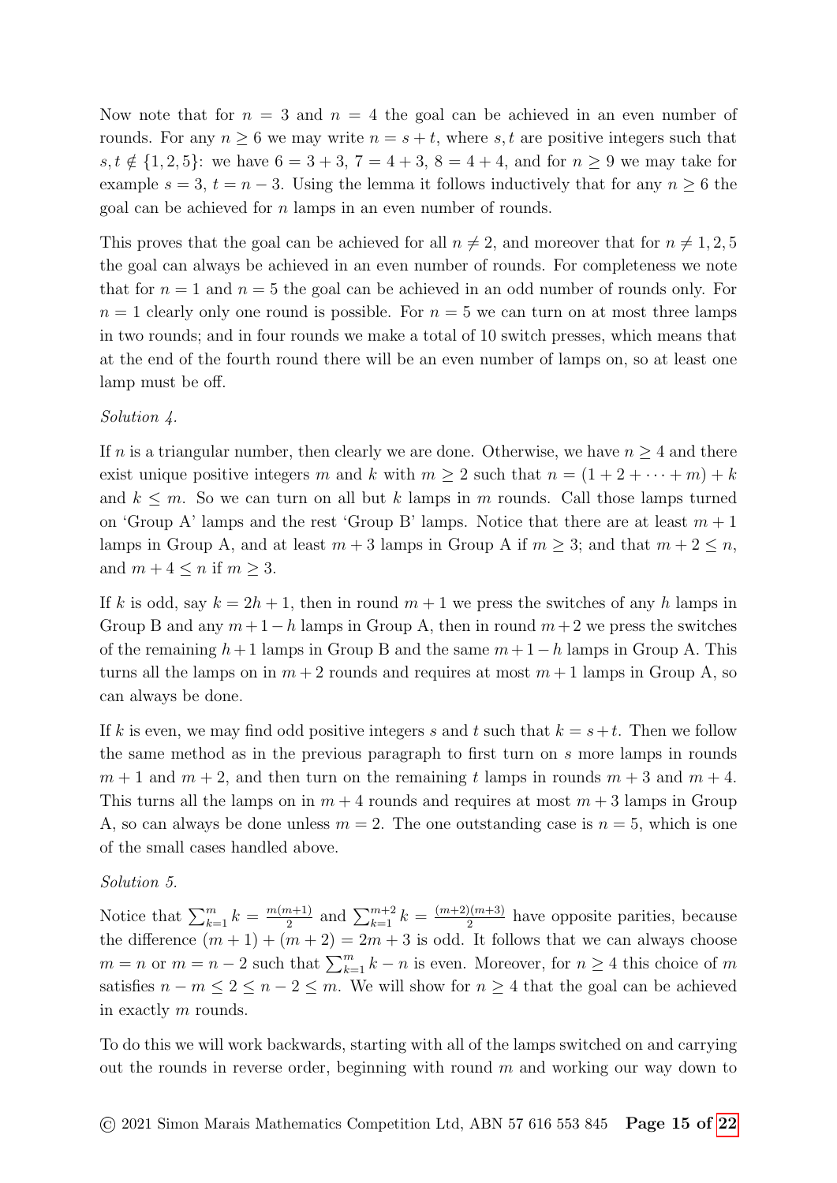Now note that for $n = 3$ and $n = 4$ the goal can be achieved in an even number of rounds. For any $n \geq 6$ we may write $n = s + t$, where $s, t$ are positive integers such that $s, t \notin \{1, 2, 5\}$: we have $6 = 3 + 3$, $7 = 4 + 3$, $8 = 4 + 4$, and for $n \geq 9$ we may take for example $s = 3$, $t = n - 3$. Using the lemma it follows inductively that for any $n \geq 6$ the goal can be achieved for $n$ lamps in an even number of rounds.

This proves that the goal can be achieved for all $n \neq 2$, and moreover that for $n \neq 1, 2, 5$ the goal can always be achieved in an even number of rounds. For completeness we note that for $n = 1$ and $n = 5$ the goal can be achieved in an odd number of rounds only. For $n = 1$ clearly only one round is possible. For $n = 5$ we can turn on at most three lamps in two rounds; and in four rounds we make a total of 10 switch presses, which means that at the end of the fourth round there will be an even number of lamps on, so at least one lamp must be off.

*Solution 4.*

If $n$ is a triangular number, then clearly we are done. Otherwise, we have $n \geq 4$ and there exist unique positive integers $m$ and $k$ with $m \geq 2$ such that $n = (1 + 2 + \cdots + m) + k$ and $k \leq m$. So we can turn on all but $k$ lamps in $m$ rounds. Call those lamps turned on 'Group A' lamps and the rest 'Group B' lamps. Notice that there are at least $m + 1$ lamps in Group A, and at least $m + 3$ lamps in Group A if $m \geq 3$; and that $m + 2 \leq n$, and $m + 4 \leq n$ if $m \geq 3$.

If $k$ is odd, say $k = 2h + 1$, then in round $m + 1$ we press the switches of any $h$ lamps in Group B and any $m + 1 - h$ lamps in Group A, then in round $m + 2$ we press the switches of the remaining $h + 1$ lamps in Group B and the same $m + 1 - h$ lamps in Group A. This turns all the lamps on in $m + 2$ rounds and requires at most $m + 1$ lamps in Group A, so can always be done.

If $k$ is even, we may find odd positive integers $s$ and $t$ such that $k = s + t$. Then we follow the same method as in the previous paragraph to first turn on $s$ more lamps in rounds $m + 1$ and $m + 2$, and then turn on the remaining $t$ lamps in rounds $m + 3$ and $m + 4$. This turns all the lamps on in $m + 4$ rounds and requires at most $m + 3$ lamps in Group A, so can always be done unless $m = 2$. The one outstanding case is $n = 5$, which is one of the small cases handled above.

*Solution 5.*

Notice that $\sum_{k=1}^{m} k = \frac{m(m+1)}{2}$ and $\sum_{k=1}^{m+2} k = \frac{(m+2)(m+3)}{2}$ have opposite parities, because the difference $(m + 1) + (m + 2) = 2m + 3$ is odd. It follows that we can always choose $m = n$ or $m = n - 2$ such that $\sum_{k=1}^{m} k - n$ is even. Moreover, for $n \geq 4$ this choice of $m$ satisfies $n - m \leq 2 \leq n - 2 \leq m$. We will show for $n \geq 4$ that the goal can be achieved in exactly $m$ rounds.

To do this we will work backwards, starting with all of the lamps switched on and carrying out the rounds in reverse order, beginning with round $m$ and working our way down to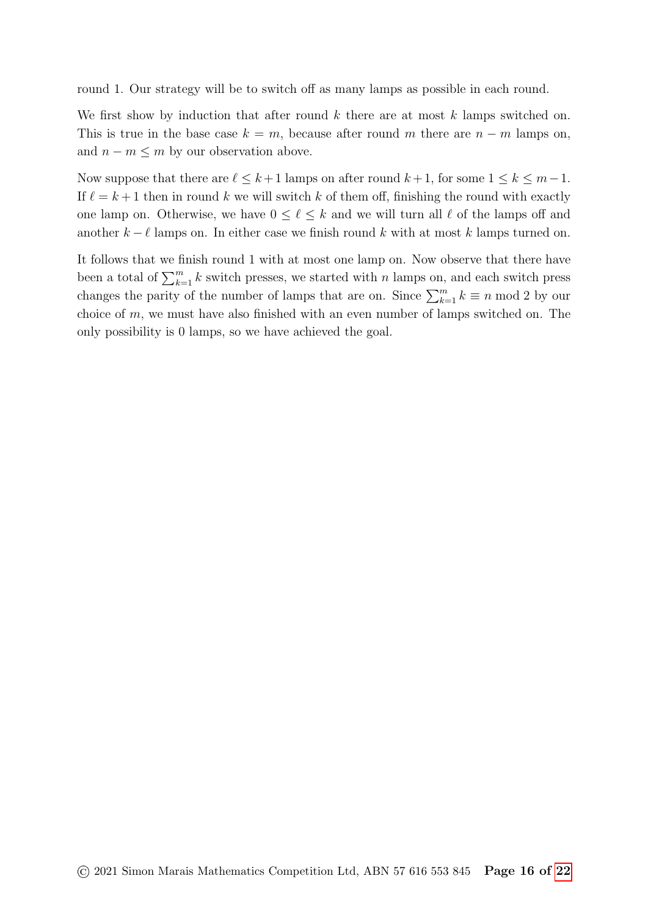round 1. Our strategy will be to switch off as many lamps as possible in each round.

We first show by induction that after round $k$ there are at most $k$ lamps switched on. This is true in the base case $k = m$, because after round $m$ there are $n - m$ lamps on, and $n - m \leq m$ by our observation above.

Now suppose that there are $\ell \leq k+1$ lamps on after round $k+1$, for some $1 \leq k \leq m-1$. If $\ell = k+1$ then in round $k$ we will switch $k$ of them off, finishing the round with exactly one lamp on. Otherwise, we have $0 \leq \ell \leq k$ and we will turn all $\ell$ of the lamps off and another $k - \ell$ lamps on. In either case we finish round $k$ with at most $k$ lamps turned on.

It follows that we finish round 1 with at most one lamp on. Now observe that there have been a total of $\sum_{k=1}^{m} k$ switch presses, we started with $n$ lamps on, and each switch press changes the parity of the number of lamps that are on. Since $\sum_{k=1}^{m} k \equiv n \bmod 2$ by our choice of $m$, we must have also finished with an even number of lamps switched on. The only possibility is 0 lamps, so we have achieved the goal.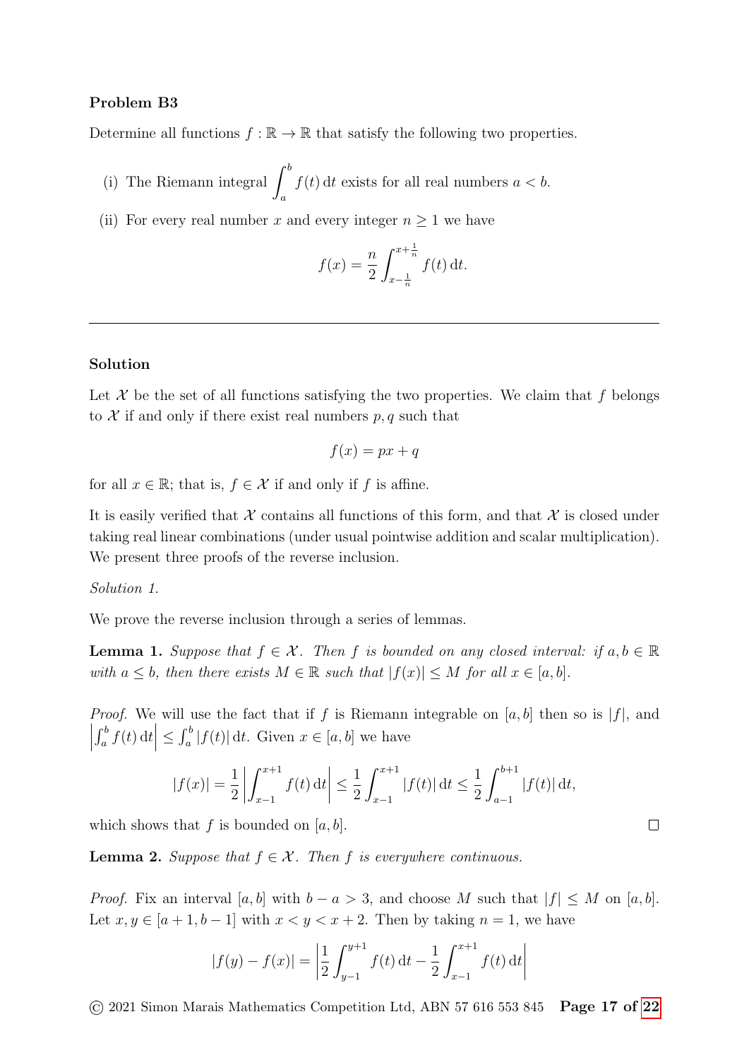**Problem B3**

Determine all functions $f : \mathbb{R} \to \mathbb{R}$ that satisfy the following two properties.

(i) The Riemann integral $\displaystyle\int_a^b f(t)\,\mathrm{d}t$ exists for all real numbers $a < b$.

(ii) For every real number $x$ and every integer $n \geq 1$ we have

$$f(x) = \frac{n}{2} \int_{x-\frac{1}{n}}^{x+\frac{1}{n}} f(t)\,\mathrm{d}t.$$

---

**Solution**

Let $\mathcal{X}$ be the set of all functions satisfying the two properties. We claim that $f$ belongs to $\mathcal{X}$ if and only if there exist real numbers $p, q$ such that

$$f(x) = px + q$$

for all $x \in \mathbb{R}$; that is, $f \in \mathcal{X}$ if and only if $f$ is affine.

It is easily verified that $\mathcal{X}$ contains all functions of this form, and that $\mathcal{X}$ is closed under taking real linear combinations (under usual pointwise addition and scalar multiplication). We present three proofs of the reverse inclusion.

*Solution 1.*

We prove the reverse inclusion through a series of lemmas.

**Lemma 1.** *Suppose that $f \in \mathcal{X}$. Then $f$ is bounded on any closed interval: if $a, b \in \mathbb{R}$ with $a \leq b$, then there exists $M \in \mathbb{R}$ such that $|f(x)| \leq M$ for all $x \in [a, b]$.*

*Proof.* We will use the fact that if $f$ is Riemann integrable on $[a, b]$ then so is $|f|$, and $\left|\int_a^b f(t)\,\mathrm{d}t\right| \leq \int_a^b |f(t)|\,\mathrm{d}t$. Given $x \in [a, b]$ we have

$$|f(x)| = \frac{1}{2}\left|\int_{x-1}^{x+1} f(t)\,\mathrm{d}t\right| \leq \frac{1}{2}\int_{x-1}^{x+1} |f(t)|\,\mathrm{d}t \leq \frac{1}{2}\int_{a-1}^{b+1} |f(t)|\,\mathrm{d}t,$$

which shows that $f$ is bounded on $[a, b]$. $\square$

**Lemma 2.** *Suppose that $f \in \mathcal{X}$. Then $f$ is everywhere continuous.*

*Proof.* Fix an interval $[a, b]$ with $b - a > 3$, and choose $M$ such that $|f| \leq M$ on $[a, b]$. Let $x, y \in [a + 1, b - 1]$ with $x < y < x + 2$. Then by taking $n = 1$, we have

$$|f(y) - f(x)| = \left|\frac{1}{2}\int_{y-1}^{y+1} f(t)\,\mathrm{d}t - \frac{1}{2}\int_{x-1}^{x+1} f(t)\,\mathrm{d}t\right|$$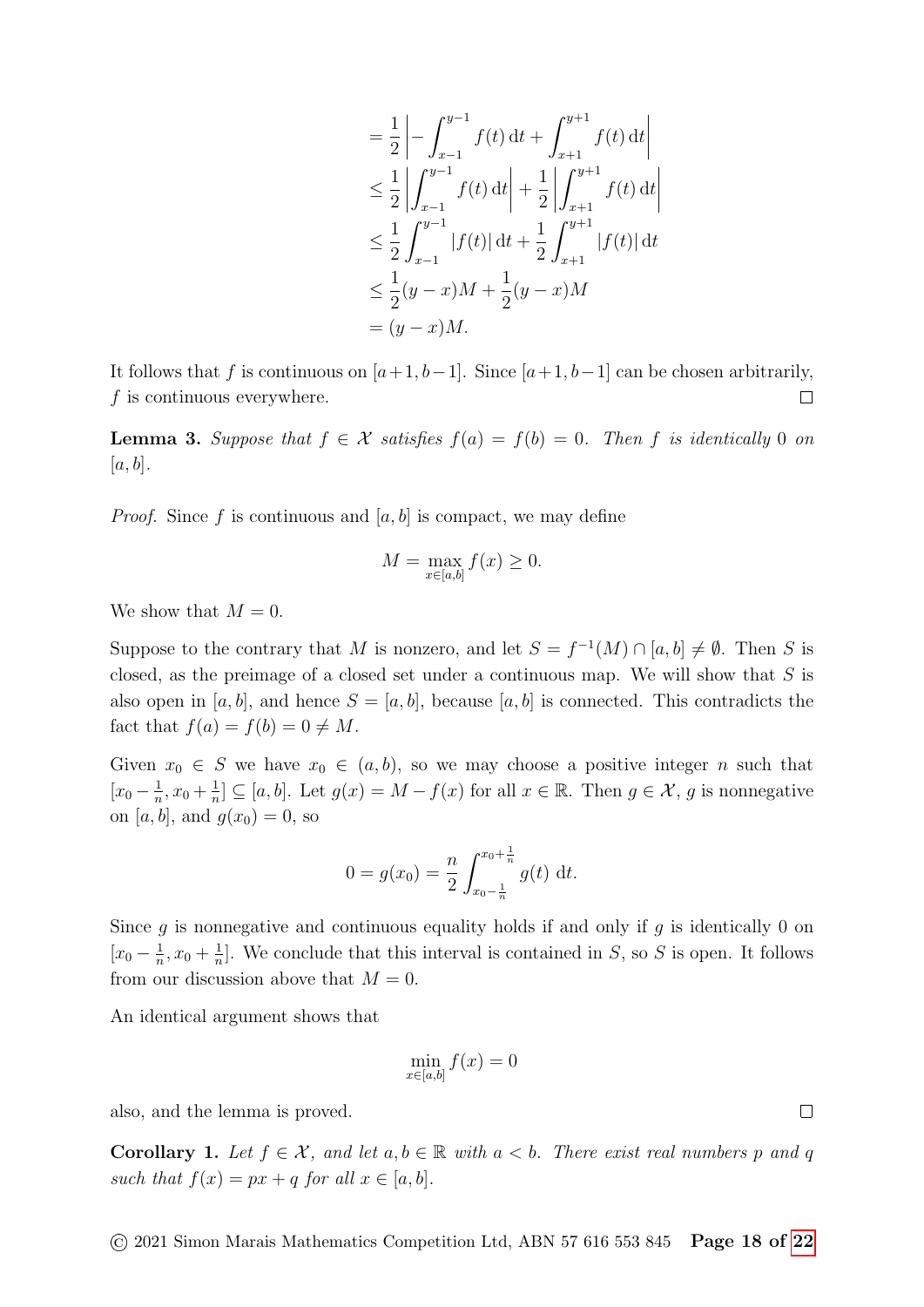$$
\begin{aligned}
&= \frac{1}{2}\left|-\int_{x-1}^{y-1} f(t)\,\mathrm{d}t + \int_{x+1}^{y+1} f(t)\,\mathrm{d}t\right| \\
&\leq \frac{1}{2}\left|\int_{x-1}^{y-1} f(t)\,\mathrm{d}t\right| + \frac{1}{2}\left|\int_{x+1}^{y+1} f(t)\,\mathrm{d}t\right| \\
&\leq \frac{1}{2}\int_{x-1}^{y-1} |f(t)|\,\mathrm{d}t + \frac{1}{2}\int_{x+1}^{y+1} |f(t)|\,\mathrm{d}t \\
&\leq \frac{1}{2}(y-x)M + \frac{1}{2}(y-x)M \\
&= (y-x)M.
\end{aligned}
$$

It follows that $f$ is continuous on $[a+1, b-1]$. Since $[a+1, b-1]$ can be chosen arbitrarily, $f$ is continuous everywhere. $\square$

**Lemma 3.** *Suppose that $f \in \mathcal{X}$ satisfies $f(a) = f(b) = 0$. Then $f$ is identically $0$ on $[a, b]$.*

*Proof.* Since $f$ is continuous and $[a, b]$ is compact, we may define

$$
M = \max_{x \in [a,b]} f(x) \geq 0.
$$

We show that $M = 0$.

Suppose to the contrary that $M$ is nonzero, and let $S = f^{-1}(M) \cap [a, b] \neq \emptyset$. Then $S$ is closed, as the preimage of a closed set under a continuous map. We will show that $S$ is also open in $[a, b]$, and hence $S = [a, b]$, because $[a, b]$ is connected. This contradicts the fact that $f(a) = f(b) = 0 \neq M$.

Given $x_0 \in S$ we have $x_0 \in (a, b)$, so we may choose a positive integer $n$ such that $[x_0 - \frac{1}{n}, x_0 + \frac{1}{n}] \subseteq [a, b]$. Let $g(x) = M - f(x)$ for all $x \in \mathbb{R}$. Then $g \in \mathcal{X}$, $g$ is nonnegative on $[a, b]$, and $g(x_0) = 0$, so

$$
0 = g(x_0) = \frac{n}{2}\int_{x_0 - \frac{1}{n}}^{x_0 + \frac{1}{n}} g(t)\ \mathrm{d}t.
$$

Since $g$ is nonnegative and continuous equality holds if and only if $g$ is identically $0$ on $[x_0 - \frac{1}{n}, x_0 + \frac{1}{n}]$. We conclude that this interval is contained in $S$, so $S$ is open. It follows from our discussion above that $M = 0$.

An identical argument shows that

$$
\min_{x \in [a,b]} f(x) = 0
$$

also, and the lemma is proved. $\square$

**Corollary 1.** *Let $f \in \mathcal{X}$, and let $a, b \in \mathbb{R}$ with $a < b$. There exist real numbers $p$ and $q$ such that $f(x) = px + q$ for all $x \in [a, b]$.*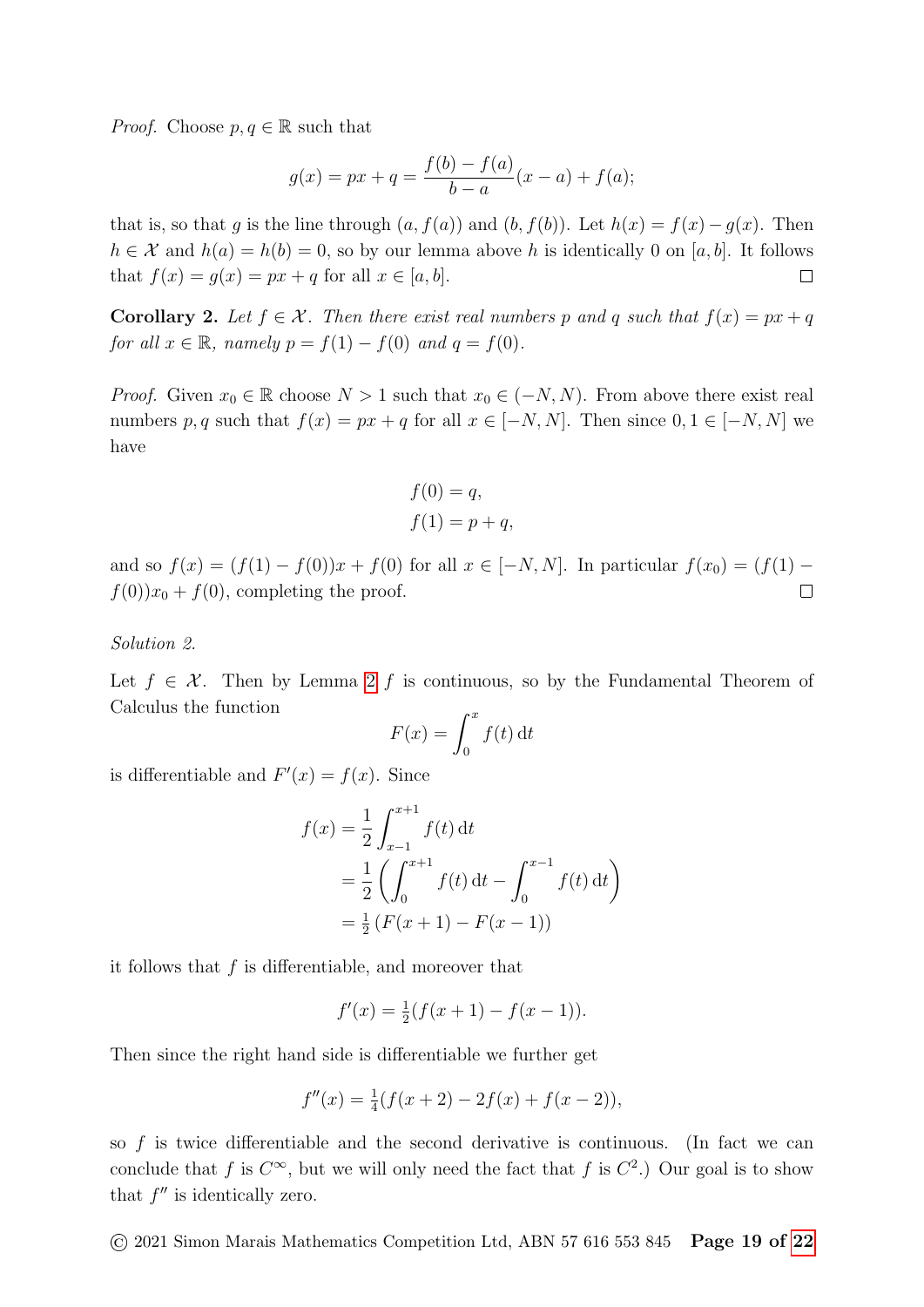*Proof.* Choose $p, q \in \mathbb{R}$ such that

$$g(x) = px + q = \frac{f(b) - f(a)}{b - a}(x - a) + f(a);$$

that is, so that $g$ is the line through $(a, f(a))$ and $(b, f(b))$. Let $h(x) = f(x) - g(x)$. Then $h \in \mathcal{X}$ and $h(a) = h(b) = 0$, so by our lemma above $h$ is identically 0 on $[a, b]$. It follows that $f(x) = g(x) = px + q$ for all $x \in [a, b]$. $\square$

**Corollary 2.** *Let $f \in \mathcal{X}$. Then there exist real numbers $p$ and $q$ such that $f(x) = px + q$ for all $x \in \mathbb{R}$, namely $p = f(1) - f(0)$ and $q = f(0)$.*

*Proof.* Given $x_0 \in \mathbb{R}$ choose $N > 1$ such that $x_0 \in (-N, N)$. From above there exist real numbers $p, q$ such that $f(x) = px + q$ for all $x \in [-N, N]$. Then since $0, 1 \in [-N, N]$ we have

$$\begin{aligned} f(0) &= q, \\ f(1) &= p + q, \end{aligned}$$

and so $f(x) = (f(1) - f(0))x + f(0)$ for all $x \in [-N, N]$. In particular $f(x_0) = (f(1) - f(0))x_0 + f(0)$, completing the proof. $\square$

*Solution 2.*

Let $f \in \mathcal{X}$. Then by Lemma 2 $f$ is continuous, so by the Fundamental Theorem of Calculus the function

$$F(x) = \int_0^x f(t)\,\mathrm{d}t$$

is differentiable and $F'(x) = f(x)$. Since

$$\begin{aligned} f(x) &= \frac{1}{2}\int_{x-1}^{x+1} f(t)\,\mathrm{d}t \\ &= \frac{1}{2}\left(\int_0^{x+1} f(t)\,\mathrm{d}t - \int_0^{x-1} f(t)\,\mathrm{d}t\right) \\ &= \tfrac{1}{2}\left(F(x+1) - F(x-1)\right) \end{aligned}$$

it follows that $f$ is differentiable, and moreover that

$$f'(x) = \tfrac{1}{2}(f(x+1) - f(x-1)).$$

Then since the right hand side is differentiable we further get

$$f''(x) = \tfrac{1}{4}(f(x+2) - 2f(x) + f(x-2)),$$

so $f$ is twice differentiable and the second derivative is continuous. (In fact we can conclude that $f$ is $C^\infty$, but we will only need the fact that $f$ is $C^2$.) Our goal is to show that $f''$ is identically zero.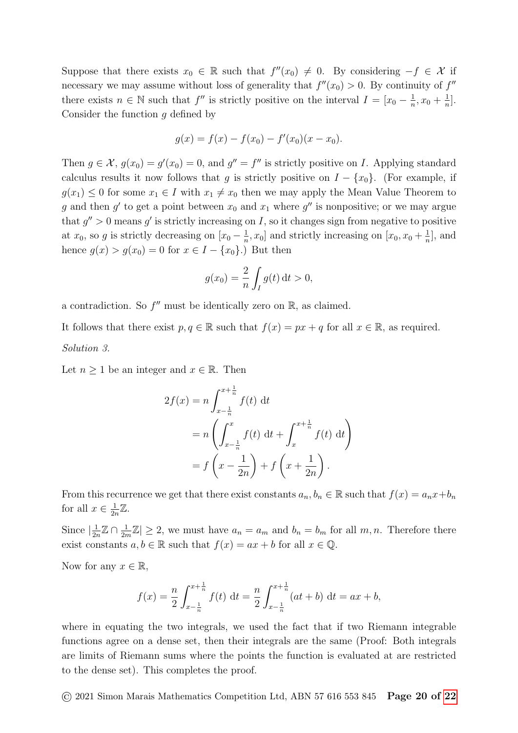Suppose that there exists $x_0 \in \mathbb{R}$ such that $f''(x_0) \neq 0$. By considering $-f \in \mathcal{X}$ if necessary we may assume without loss of generality that $f''(x_0) > 0$. By continuity of $f''$ there exists $n \in \mathbb{N}$ such that $f''$ is strictly positive on the interval $I = [x_0 - \frac{1}{n}, x_0 + \frac{1}{n}]$. Consider the function $g$ defined by

$$g(x) = f(x) - f(x_0) - f'(x_0)(x - x_0).$$

Then $g \in \mathcal{X}$, $g(x_0) = g'(x_0) = 0$, and $g'' = f''$ is strictly positive on $I$. Applying standard calculus results it now follows that $g$ is strictly positive on $I - \{x_0\}$. (For example, if $g(x_1) \leq 0$ for some $x_1 \in I$ with $x_1 \neq x_0$ then we may apply the Mean Value Theorem to $g$ and then $g'$ to get a point between $x_0$ and $x_1$ where $g''$ is nonpositive; or we may argue that $g'' > 0$ means $g'$ is strictly increasing on $I$, so it changes sign from negative to positive at $x_0$, so $g$ is strictly decreasing on $[x_0 - \frac{1}{n}, x_0]$ and strictly increasing on $[x_0, x_0 + \frac{1}{n}]$, and hence $g(x) > g(x_0) = 0$ for $x \in I - \{x_0\}$.) But then

$$g(x_0) = \frac{2}{n} \int_I g(t)\,\mathrm{d}t > 0,$$

a contradiction. So $f''$ must be identically zero on $\mathbb{R}$, as claimed.

It follows that there exist $p, q \in \mathbb{R}$ such that $f(x) = px + q$ for all $x \in \mathbb{R}$, as required.

*Solution 3.*

Let $n \geq 1$ be an integer and $x \in \mathbb{R}$. Then

$$\begin{aligned} 2f(x) &= n \int_{x-\frac{1}{n}}^{x+\frac{1}{n}} f(t)\ \mathrm{d}t \\ &= n \left( \int_{x-\frac{1}{n}}^{x} f(t)\ \mathrm{d}t + \int_{x}^{x+\frac{1}{n}} f(t)\ \mathrm{d}t \right) \\ &= f\left(x - \frac{1}{2n}\right) + f\left(x + \frac{1}{2n}\right). \end{aligned}$$

From this recurrence we get that there exist constants $a_n, b_n \in \mathbb{R}$ such that $f(x) = a_n x + b_n$ for all $x \in \frac{1}{2n}\mathbb{Z}$.

Since $|\frac{1}{2n}\mathbb{Z} \cap \frac{1}{2m}\mathbb{Z}| \geq 2$, we must have $a_n = a_m$ and $b_n = b_m$ for all $m, n$. Therefore there exist constants $a, b \in \mathbb{R}$ such that $f(x) = ax + b$ for all $x \in \mathbb{Q}$.

Now for any $x \in \mathbb{R}$,

$$f(x) = \frac{n}{2} \int_{x-\frac{1}{n}}^{x+\frac{1}{n}} f(t)\ \mathrm{d}t = \frac{n}{2} \int_{x-\frac{1}{n}}^{x+\frac{1}{n}} (at + b)\ \mathrm{d}t = ax + b,$$

where in equating the two integrals, we used the fact that if two Riemann integrable functions agree on a dense set, then their integrals are the same (Proof: Both integrals are limits of Riemann sums where the points the function is evaluated at are restricted to the dense set). This completes the proof.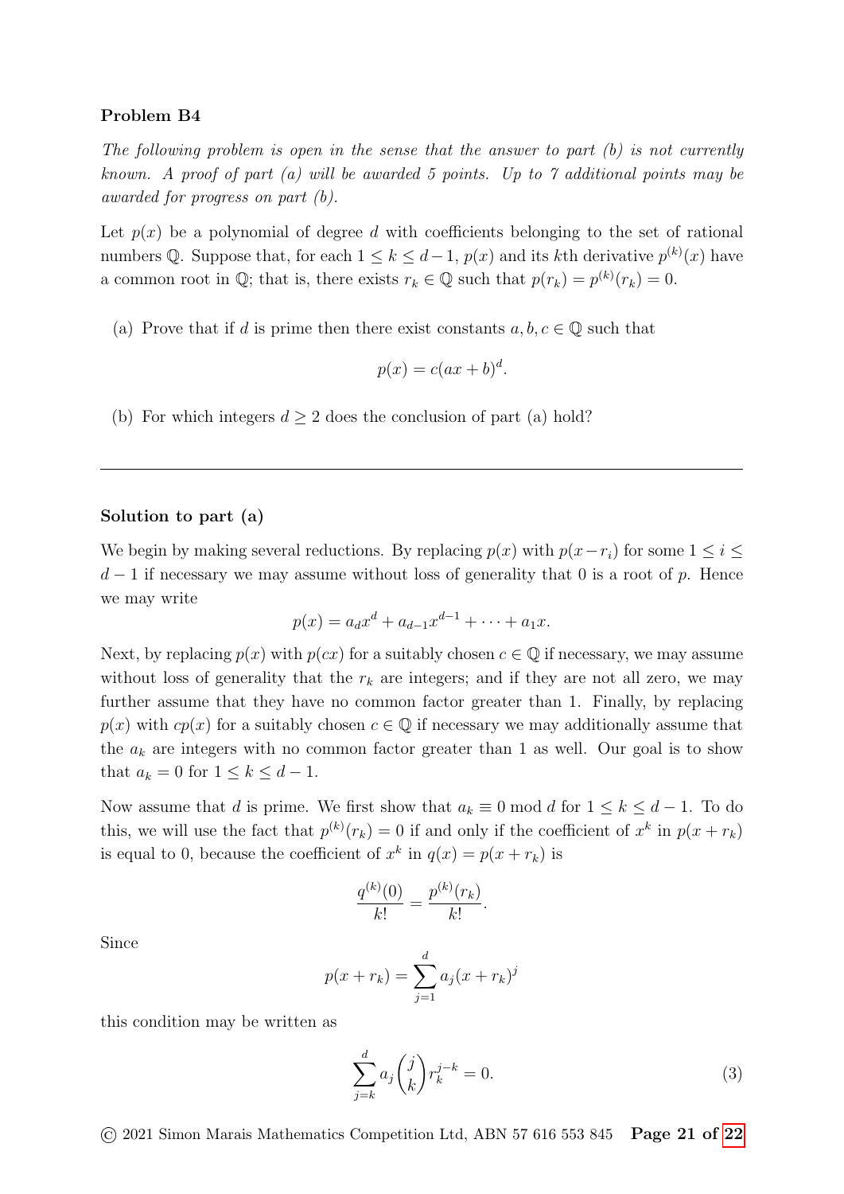**Problem B4**

*The following problem is open in the sense that the answer to part (b) is not currently known. A proof of part (a) will be awarded 5 points. Up to 7 additional points may be awarded for progress on part (b).*

Let $p(x)$ be a polynomial of degree $d$ with coefficients belonging to the set of rational numbers $\mathbb{Q}$. Suppose that, for each $1 \le k \le d-1$, $p(x)$ and its $k$th derivative $p^{(k)}(x)$ have a common root in $\mathbb{Q}$; that is, there exists $r_k \in \mathbb{Q}$ such that $p(r_k) = p^{(k)}(r_k) = 0$.

(a) Prove that if $d$ is prime then there exist constants $a, b, c \in \mathbb{Q}$ such that

$$p(x) = c(ax+b)^d.$$

(b) For which integers $d \ge 2$ does the conclusion of part (a) hold?

---

**Solution to part (a)**

We begin by making several reductions. By replacing $p(x)$ with $p(x - r_i)$ for some $1 \le i \le d-1$ if necessary we may assume without loss of generality that 0 is a root of $p$. Hence we may write

$$p(x) = a_d x^d + a_{d-1}x^{d-1} + \cdots + a_1 x.$$

Next, by replacing $p(x)$ with $p(cx)$ for a suitably chosen $c \in \mathbb{Q}$ if necessary, we may assume without loss of generality that the $r_k$ are integers; and if they are not all zero, we may further assume that they have no common factor greater than 1. Finally, by replacing $p(x)$ with $cp(x)$ for a suitably chosen $c \in \mathbb{Q}$ if necessary we may additionally assume that the $a_k$ are integers with no common factor greater than 1 as well. Our goal is to show that $a_k = 0$ for $1 \le k \le d-1$.

Now assume that $d$ is prime. We first show that $a_k \equiv 0 \bmod d$ for $1 \le k \le d-1$. To do this, we will use the fact that $p^{(k)}(r_k) = 0$ if and only if the coefficient of $x^k$ in $p(x + r_k)$ is equal to 0, because the coefficient of $x^k$ in $q(x) = p(x + r_k)$ is

$$\frac{q^{(k)}(0)}{k!} = \frac{p^{(k)}(r_k)}{k!}.$$

Since

$$p(x + r_k) = \sum_{j=1}^{d} a_j (x + r_k)^j$$

this condition may be written as

$$\sum_{j=k}^{d} a_j \binom{j}{k} r_k^{j-k} = 0. \tag{3}$$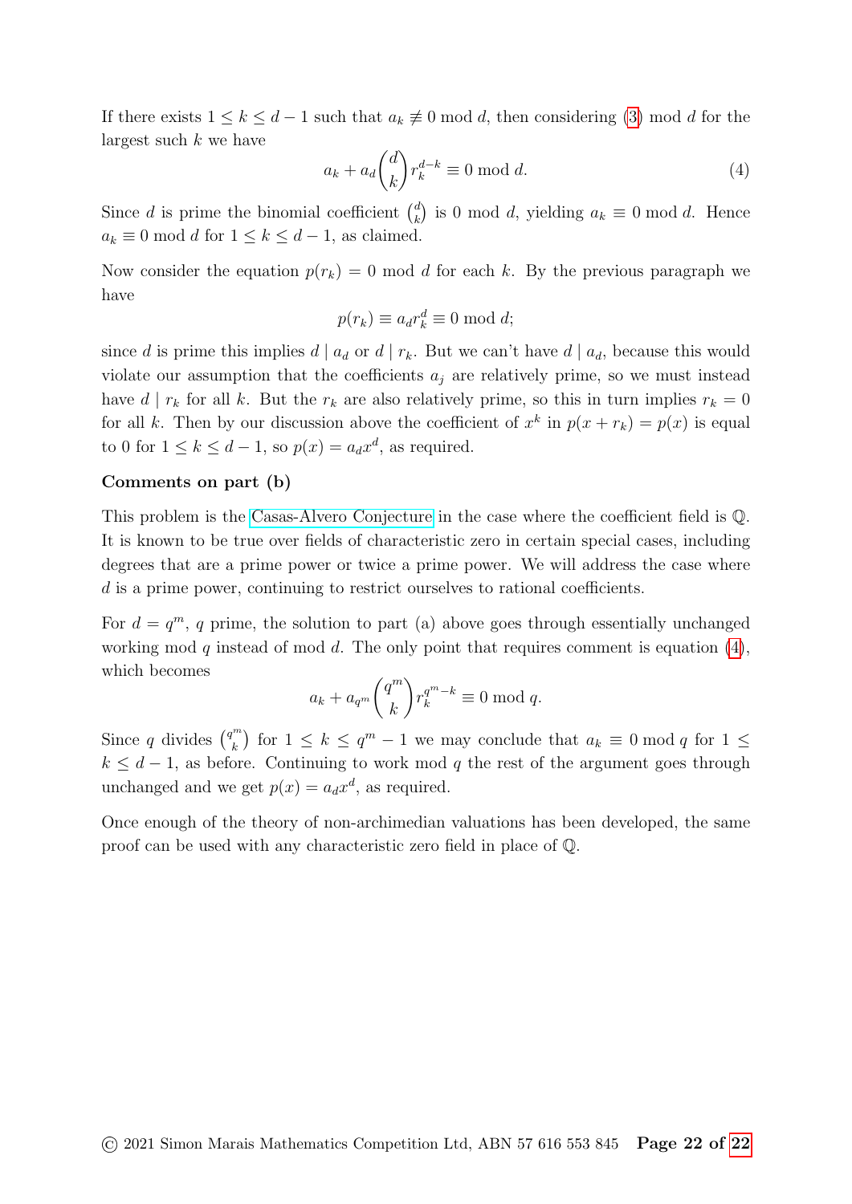If there exists $1 \le k \le d-1$ such that $a_k \not\equiv 0 \bmod d$, then considering (3) mod $d$ for the largest such $k$ we have

$$a_k + a_d \binom{d}{k} r_k^{d-k} \equiv 0 \bmod d. \tag{4}$$

Since $d$ is prime the binomial coefficient $\binom{d}{k}$ is 0 mod $d$, yielding $a_k \equiv 0 \bmod d$. Hence $a_k \equiv 0 \bmod d$ for $1 \le k \le d-1$, as claimed.

Now consider the equation $p(r_k) = 0 \bmod d$ for each $k$. By the previous paragraph we have

$$p(r_k) \equiv a_d r_k^d \equiv 0 \bmod d;$$

since $d$ is prime this implies $d \mid a_d$ or $d \mid r_k$. But we can't have $d \mid a_d$, because this would violate our assumption that the coefficients $a_j$ are relatively prime, so we must instead have $d \mid r_k$ for all $k$. But the $r_k$ are also relatively prime, so this in turn implies $r_k = 0$ for all $k$. Then by our discussion above the coefficient of $x^k$ in $p(x + r_k) = p(x)$ is equal to 0 for $1 \le k \le d-1$, so $p(x) = a_d x^d$, as required.

**Comments on part (b)**

This problem is the Casas-Alvero Conjecture in the case where the coefficient field is $\mathbb{Q}$. It is known to be true over fields of characteristic zero in certain special cases, including degrees that are a prime power or twice a prime power. We will address the case where $d$ is a prime power, continuing to restrict ourselves to rational coefficients.

For $d = q^m$, $q$ prime, the solution to part (a) above goes through essentially unchanged working mod $q$ instead of mod $d$. The only point that requires comment is equation (4), which becomes

$$a_k + a_{q^m} \binom{q^m}{k} r_k^{q^m - k} \equiv 0 \bmod q.$$

Since $q$ divides $\binom{q^m}{k}$ for $1 \le k \le q^m - 1$ we may conclude that $a_k \equiv 0 \bmod q$ for $1 \le k \le d-1$, as before. Continuing to work mod $q$ the rest of the argument goes through unchanged and we get $p(x) = a_d x^d$, as required.

Once enough of the theory of non-archimedian valuations has been developed, the same proof can be used with any characteristic zero field in place of $\mathbb{Q}$.